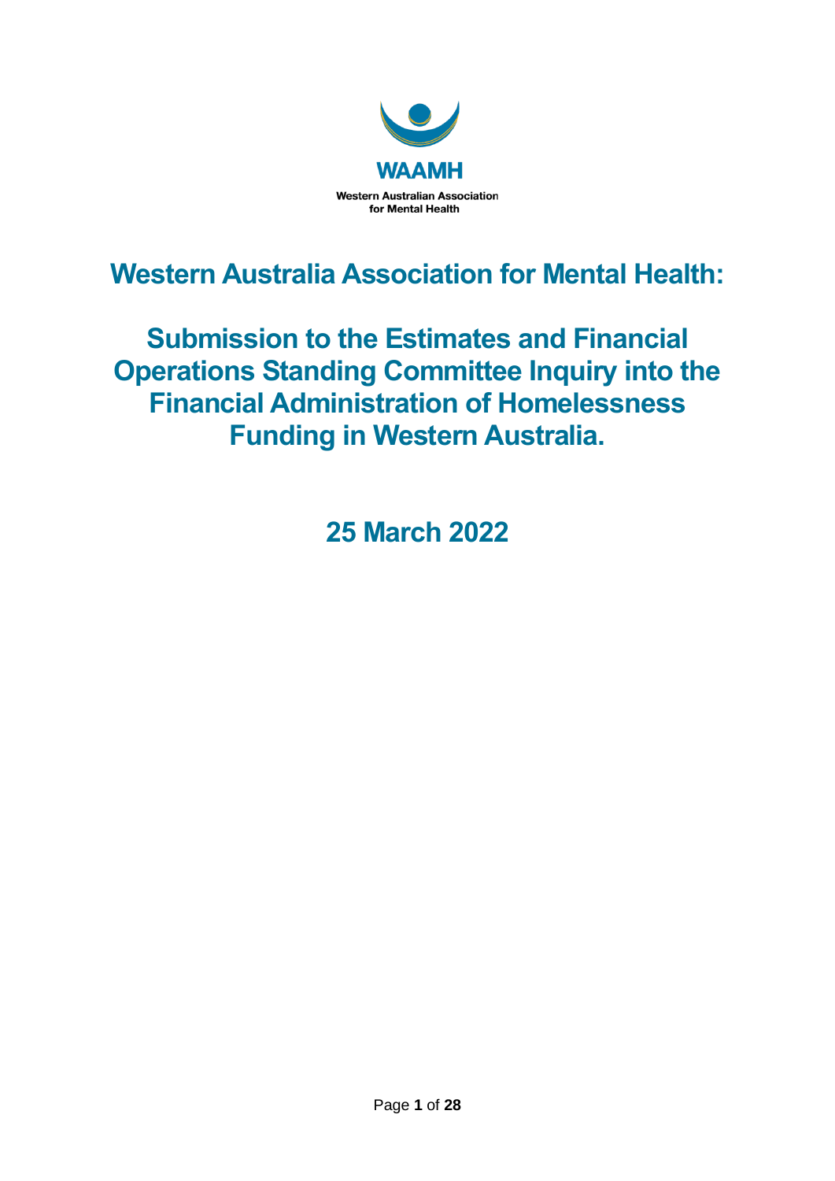WAAMH

Western Australian Association for Mental Health

# Western Australia Association for Mental Health:

# Submission to the Estimates and Financial Operations Standing Committee Inquiry into the Financial Administration of Homelessness Funding in Western Australia.

## 25 March 2022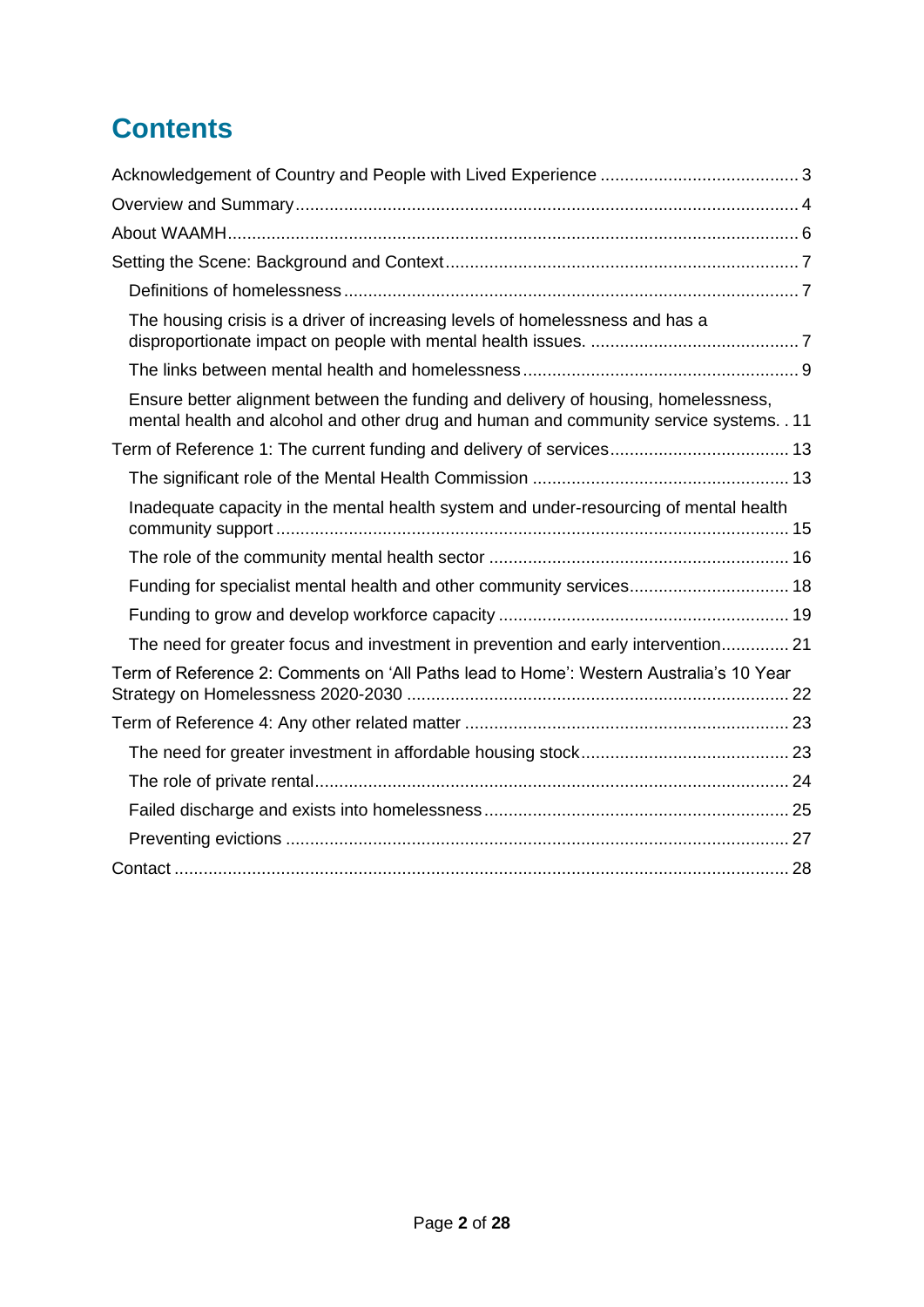# Contents

Acknowledgement of Country and People with Lived Experience ......................................... 3

Overview and Summary ....................................................................................................... 4

About WAAMH ..................................................................................................................... 6

Setting the Scene: Background and Context ......................................................................... 7

- Definitions of homelessness ............................................................................................ 7
- The housing crisis is a driver of increasing levels of homelessness and has a disproportionate impact on people with mental health issues. ........................................... 7
- The links between mental health and homelessness ........................................................ 9
- Ensure better alignment between the funding and delivery of housing, homelessness, mental health and alcohol and other drug and human and community service systems. . 11

Term of Reference 1: The current funding and delivery of services .................................... 13

- The significant role of the Mental Health Commission .................................................... 13
- Inadequate capacity in the mental health system and under-resourcing of mental health community support ......................................................................................................... 15
- The role of the community mental health sector ............................................................. 16
- Funding for specialist mental health and other community services ................................ 18
- Funding to grow and develop workforce capacity ........................................................... 19
- The need for greater focus and investment in prevention and early intervention .............. 21

Term of Reference 2: Comments on 'All Paths lead to Home': Western Australia's 10 Year Strategy on Homelessness 2020-2030 .............................................................................. 22

Term of Reference 4: Any other related matter .................................................................. 23

- The need for greater investment in affordable housing stock .......................................... 23
- The role of private rental ................................................................................................ 24
- Failed discharge and exists into homelessness .............................................................. 25
- Preventing evictions ....................................................................................................... 27

Contact .............................................................................................................................. 28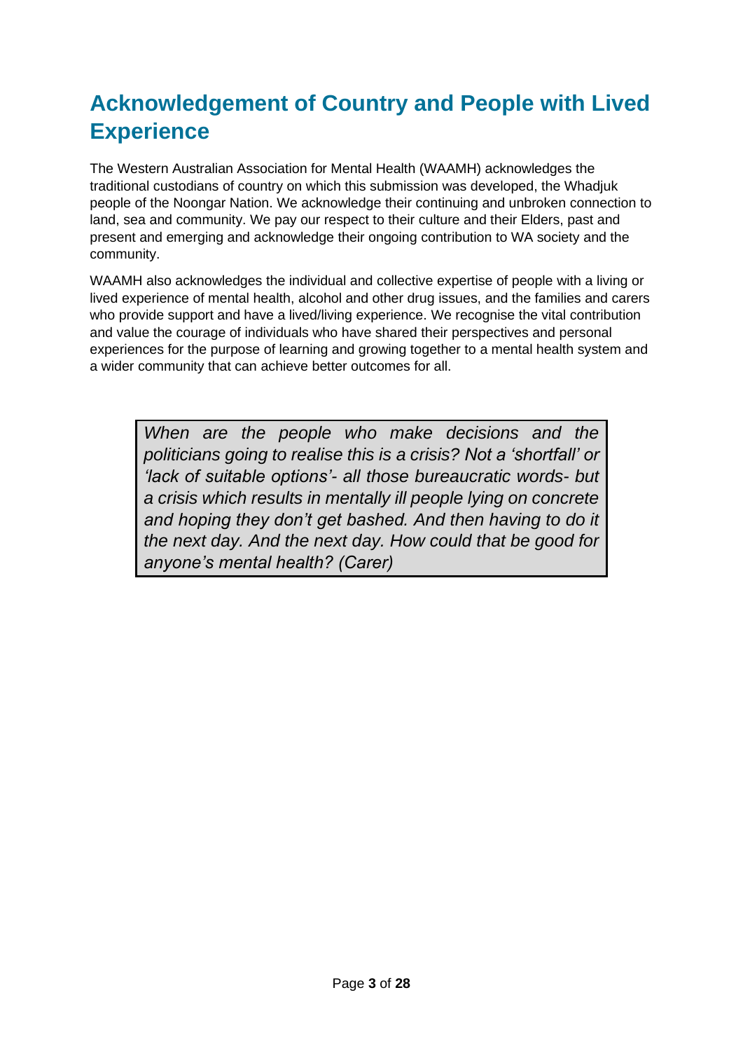# Acknowledgement of Country and People with Lived Experience

The Western Australian Association for Mental Health (WAAMH) acknowledges the traditional custodians of country on which this submission was developed, the Whadjuk people of the Noongar Nation. We acknowledge their continuing and unbroken connection to land, sea and community. We pay our respect to their culture and their Elders, past and present and emerging and acknowledge their ongoing contribution to WA society and the community.

WAAMH also acknowledges the individual and collective expertise of people with a living or lived experience of mental health, alcohol and other drug issues, and the families and carers who provide support and have a lived/living experience. We recognise the vital contribution and value the courage of individuals who have shared their perspectives and personal experiences for the purpose of learning and growing together to a mental health system and a wider community that can achieve better outcomes for all.

> *When are the people who make decisions and the politicians going to realise this is a crisis? Not a 'shortfall' or 'lack of suitable options'- all those bureaucratic words- but a crisis which results in mentally ill people lying on concrete and hoping they don't get bashed. And then having to do it the next day. And the next day. How could that be good for anyone's mental health? (Carer)*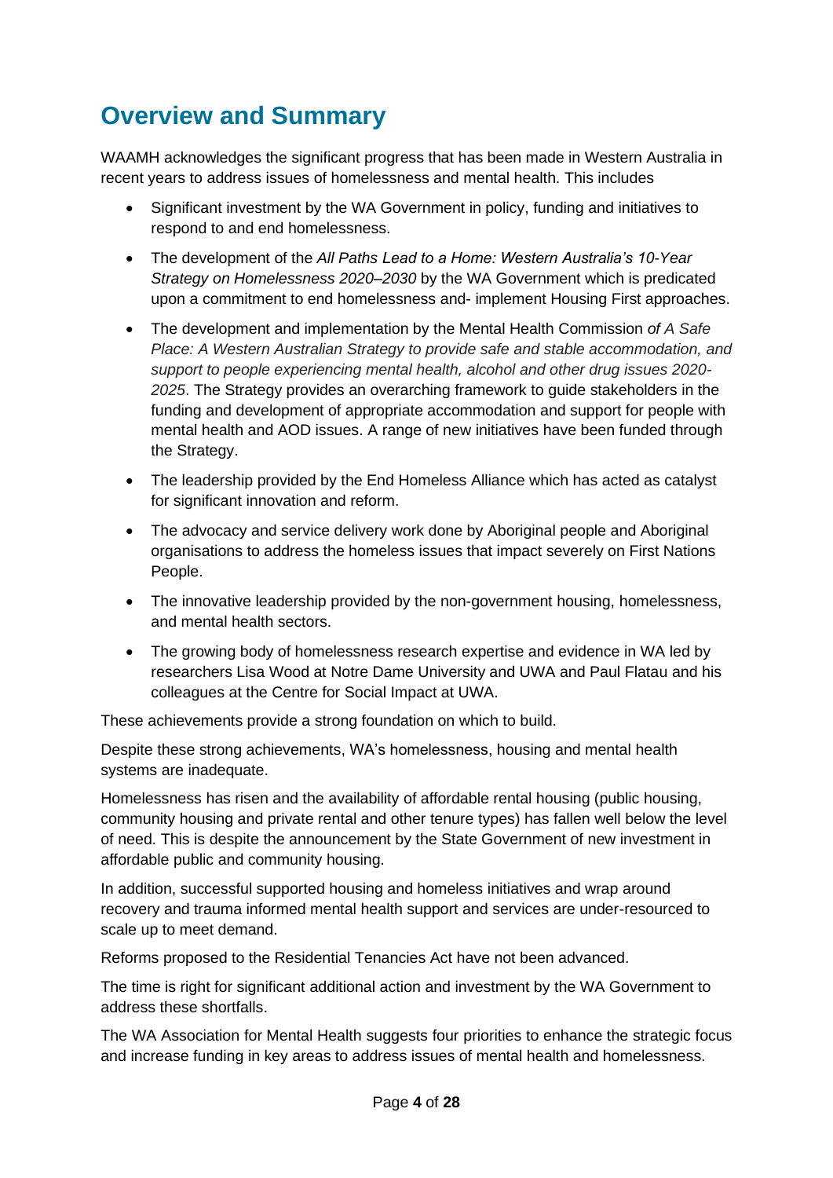# Overview and Summary

WAAMH acknowledges the significant progress that has been made in Western Australia in recent years to address issues of homelessness and mental health. This includes

- Significant investment by the WA Government in policy, funding and initiatives to respond to and end homelessness.
- The development of the *All Paths Lead to a Home: Western Australia's 10-Year Strategy on Homelessness 2020–2030* by the WA Government which is predicated upon a commitment to end homelessness and- implement Housing First approaches.
- The development and implementation by the Mental Health Commission *of A Safe Place: A Western Australian Strategy to provide safe and stable accommodation, and support to people experiencing mental health, alcohol and other drug issues 2020-2025*. The Strategy provides an overarching framework to guide stakeholders in the funding and development of appropriate accommodation and support for people with mental health and AOD issues. A range of new initiatives have been funded through the Strategy.
- The leadership provided by the End Homeless Alliance which has acted as catalyst for significant innovation and reform.
- The advocacy and service delivery work done by Aboriginal people and Aboriginal organisations to address the homeless issues that impact severely on First Nations People.
- The innovative leadership provided by the non-government housing, homelessness, and mental health sectors.
- The growing body of homelessness research expertise and evidence in WA led by researchers Lisa Wood at Notre Dame University and UWA and Paul Flatau and his colleagues at the Centre for Social Impact at UWA.

These achievements provide a strong foundation on which to build.

Despite these strong achievements, WA's homelessness, housing and mental health systems are inadequate.

Homelessness has risen and the availability of affordable rental housing (public housing, community housing and private rental and other tenure types) has fallen well below the level of need. This is despite the announcement by the State Government of new investment in affordable public and community housing.

In addition, successful supported housing and homeless initiatives and wrap around recovery and trauma informed mental health support and services are under-resourced to scale up to meet demand.

Reforms proposed to the Residential Tenancies Act have not been advanced.

The time is right for significant additional action and investment by the WA Government to address these shortfalls.

The WA Association for Mental Health suggests four priorities to enhance the strategic focus and increase funding in key areas to address issues of mental health and homelessness.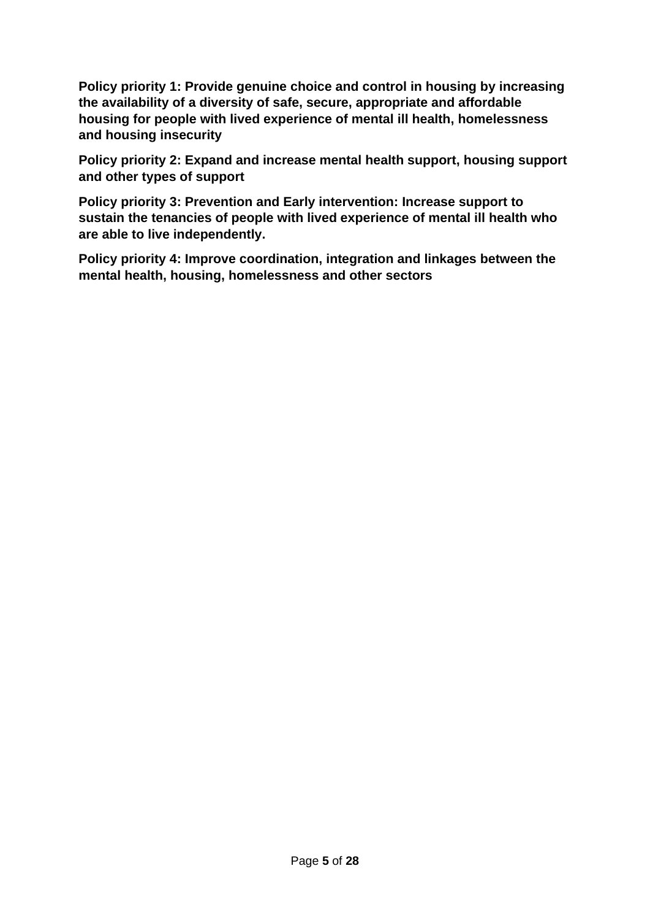**Policy priority 1: Provide genuine choice and control in housing by increasing the availability of a diversity of safe, secure, appropriate and affordable housing for people with lived experience of mental ill health, homelessness and housing insecurity**

**Policy priority 2: Expand and increase mental health support, housing support and other types of support**

**Policy priority 3: Prevention and Early intervention: Increase support to sustain the tenancies of people with lived experience of mental ill health who are able to live independently.**

**Policy priority 4: Improve coordination, integration and linkages between the mental health, housing, homelessness and other sectors**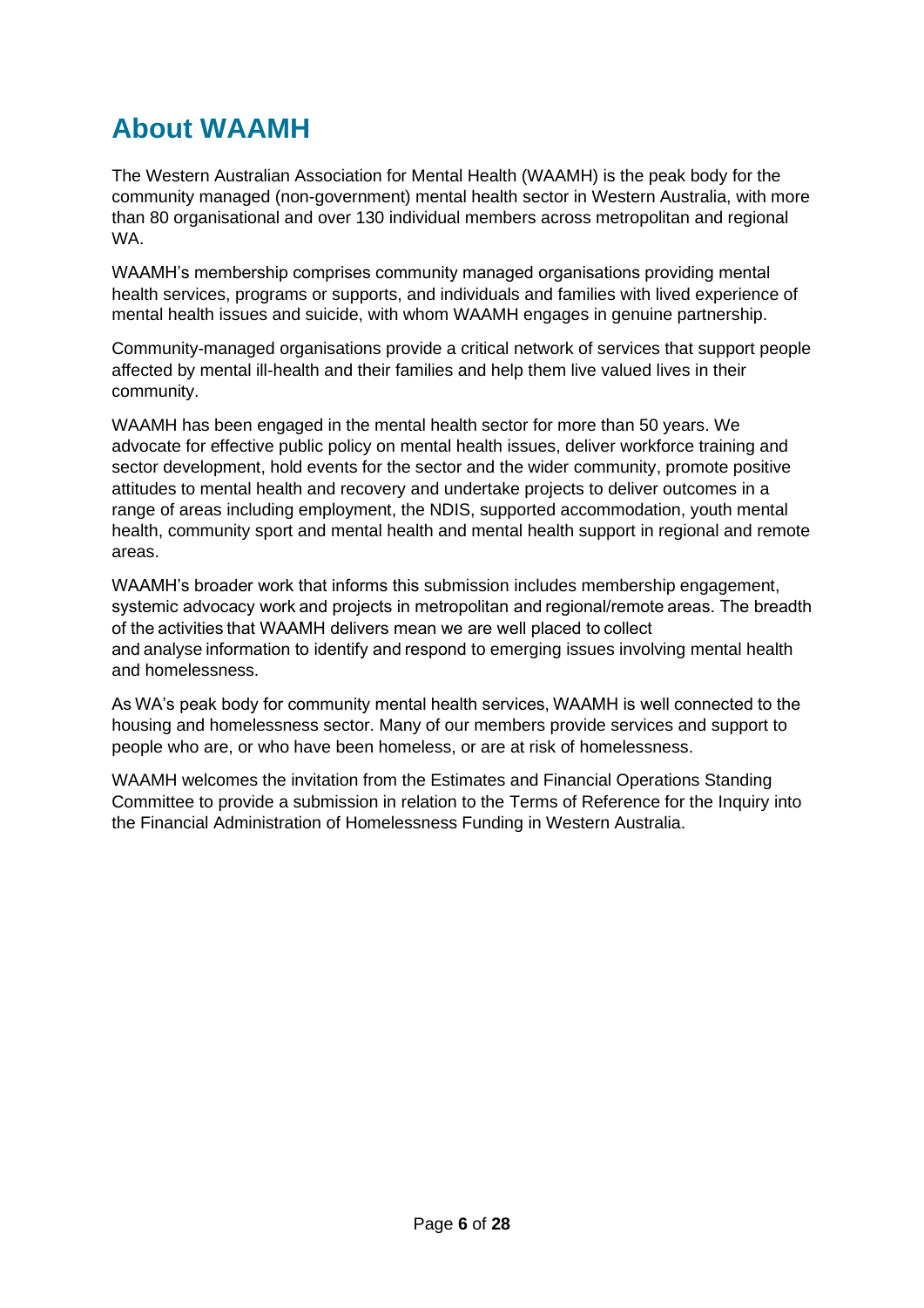# About WAAMH

The Western Australian Association for Mental Health (WAAMH) is the peak body for the community managed (non-government) mental health sector in Western Australia, with more than 80 organisational and over 130 individual members across metropolitan and regional WA.

WAAMH's membership comprises community managed organisations providing mental health services, programs or supports, and individuals and families with lived experience of mental health issues and suicide, with whom WAAMH engages in genuine partnership.

Community-managed organisations provide a critical network of services that support people affected by mental ill-health and their families and help them live valued lives in their community.

WAAMH has been engaged in the mental health sector for more than 50 years. We advocate for effective public policy on mental health issues, deliver workforce training and sector development, hold events for the sector and the wider community, promote positive attitudes to mental health and recovery and undertake projects to deliver outcomes in a range of areas including employment, the NDIS, supported accommodation, youth mental health, community sport and mental health and mental health support in regional and remote areas.

WAAMH's broader work that informs this submission includes membership engagement, systemic advocacy work and projects in metropolitan and regional/remote areas. The breadth of the activities that WAAMH delivers mean we are well placed to collect and analyse information to identify and respond to emerging issues involving mental health and homelessness.

As WA's peak body for community mental health services, WAAMH is well connected to the housing and homelessness sector. Many of our members provide services and support to people who are, or who have been homeless, or are at risk of homelessness.

WAAMH welcomes the invitation from the Estimates and Financial Operations Standing Committee to provide a submission in relation to the Terms of Reference for the Inquiry into the Financial Administration of Homelessness Funding in Western Australia.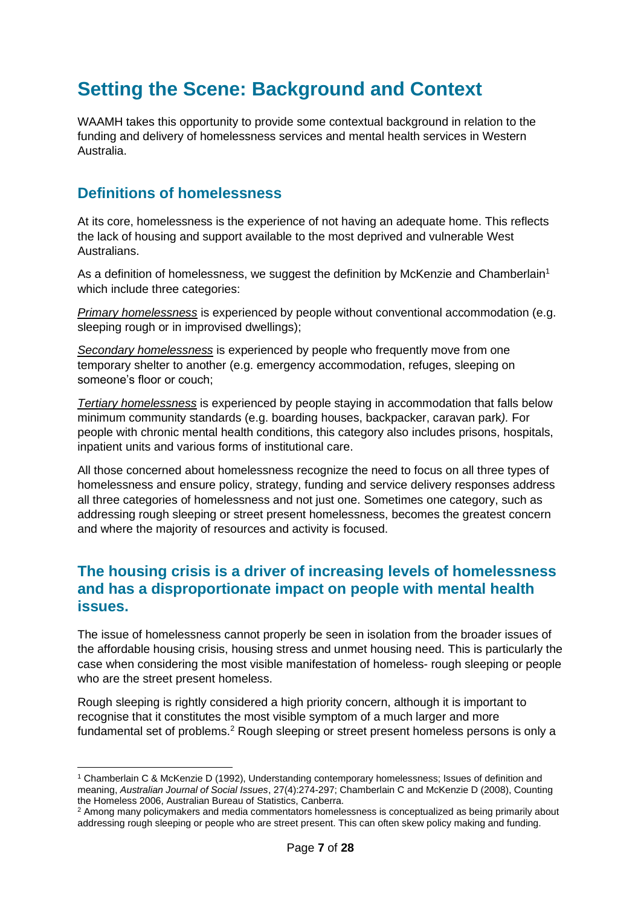# Setting the Scene: Background and Context

WAAMH takes this opportunity to provide some contextual background in relation to the funding and delivery of homelessness services and mental health services in Western Australia.

## Definitions of homelessness

At its core, homelessness is the experience of not having an adequate home. This reflects the lack of housing and support available to the most deprived and vulnerable West Australians.

As a definition of homelessness, we suggest the definition by McKenzie and Chamberlain[1] which include three categories:

*Primary homelessness* is experienced by people without conventional accommodation (e.g. sleeping rough or in improvised dwellings);

*Secondary homelessness* is experienced by people who frequently move from one temporary shelter to another (e.g. emergency accommodation, refuges, sleeping on someone's floor or couch;

*Tertiary homelessness* is experienced by people staying in accommodation that falls below minimum community standards (e.g. boarding houses, backpacker, caravan park*)*. For people with chronic mental health conditions, this category also includes prisons, hospitals, inpatient units and various forms of institutional care.

All those concerned about homelessness recognize the need to focus on all three types of homelessness and ensure policy, strategy, funding and service delivery responses address all three categories of homelessness and not just one. Sometimes one category, such as addressing rough sleeping or street present homelessness, becomes the greatest concern and where the majority of resources and activity is focused.

## The housing crisis is a driver of increasing levels of homelessness and has a disproportionate impact on people with mental health issues.

The issue of homelessness cannot properly be seen in isolation from the broader issues of the affordable housing crisis, housing stress and unmet housing need. This is particularly the case when considering the most visible manifestation of homeless- rough sleeping or people who are the street present homeless.

Rough sleeping is rightly considered a high priority concern, although it is important to recognise that it constitutes the most visible symptom of a much larger and more fundamental set of problems.[2] Rough sleeping or street present homeless persons is only a

---

[1] Chamberlain C & McKenzie D (1992), Understanding contemporary homelessness; Issues of definition and meaning, *Australian Journal of Social Issues*, 27(4):274-297; Chamberlain C and McKenzie D (2008), Counting the Homeless 2006, Australian Bureau of Statistics, Canberra.

[2] Among many policymakers and media commentators homelessness is conceptualized as being primarily about addressing rough sleeping or people who are street present. This can often skew policy making and funding.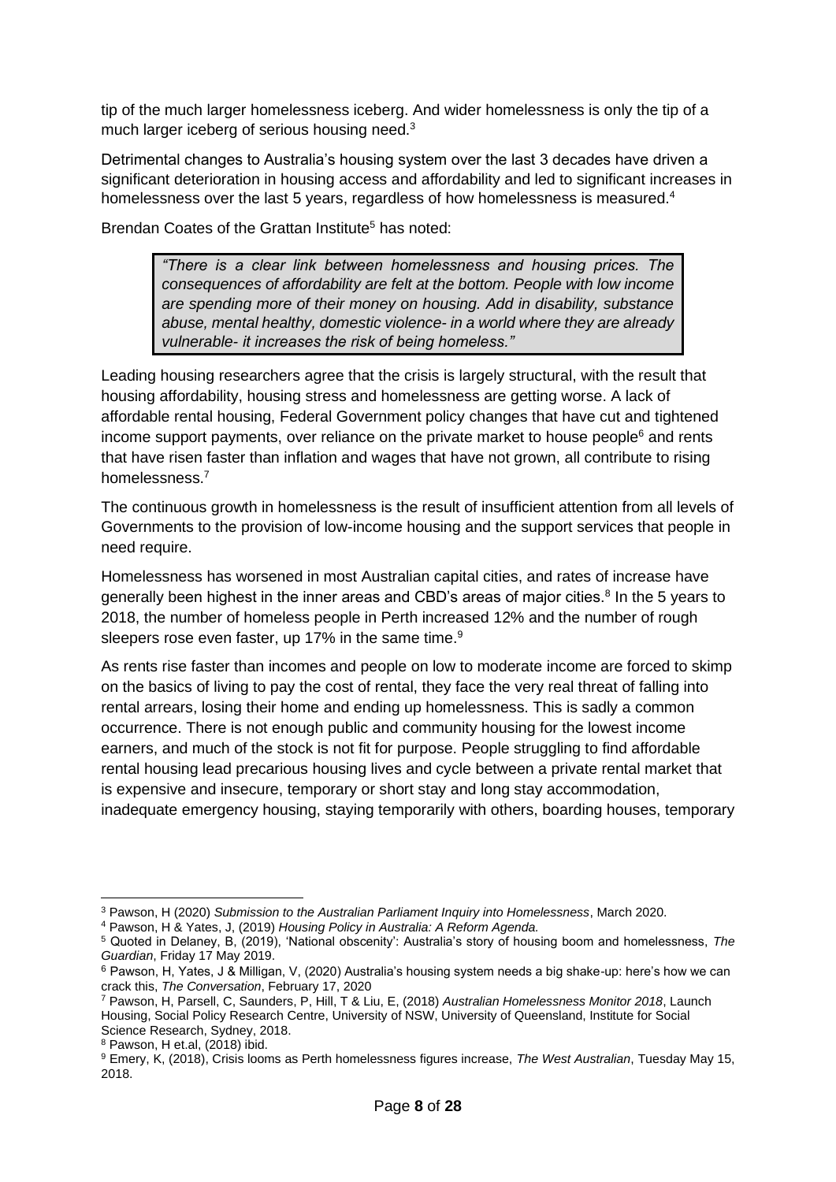tip of the much larger homelessness iceberg. And wider homelessness is only the tip of a much larger iceberg of serious housing need.[3]

Detrimental changes to Australia's housing system over the last 3 decades have driven a significant deterioration in housing access and affordability and led to significant increases in homelessness over the last 5 years, regardless of how homelessness is measured.[4]

Brendan Coates of the Grattan Institute[5] has noted:

> *"There is a clear link between homelessness and housing prices. The consequences of affordability are felt at the bottom. People with low income are spending more of their money on housing. Add in disability, substance abuse, mental healthy, domestic violence- in a world where they are already vulnerable- it increases the risk of being homeless."*

Leading housing researchers agree that the crisis is largely structural, with the result that housing affordability, housing stress and homelessness are getting worse. A lack of affordable rental housing, Federal Government policy changes that have cut and tightened income support payments, over reliance on the private market to house people[6] and rents that have risen faster than inflation and wages that have not grown, all contribute to rising homelessness.[7]

The continuous growth in homelessness is the result of insufficient attention from all levels of Governments to the provision of low-income housing and the support services that people in need require.

Homelessness has worsened in most Australian capital cities, and rates of increase have generally been highest in the inner areas and CBD's areas of major cities.[8] In the 5 years to 2018, the number of homeless people in Perth increased 12% and the number of rough sleepers rose even faster, up 17% in the same time.[9]

As rents rise faster than incomes and people on low to moderate income are forced to skimp on the basics of living to pay the cost of rental, they face the very real threat of falling into rental arrears, losing their home and ending up homelessness. This is sadly a common occurrence. There is not enough public and community housing for the lowest income earners, and much of the stock is not fit for purpose. People struggling to find affordable rental housing lead precarious housing lives and cycle between a private rental market that is expensive and insecure, temporary or short stay and long stay accommodation, inadequate emergency housing, staying temporarily with others, boarding houses, temporary

---

[3] Pawson, H (2020) *Submission to the Australian Parliament Inquiry into Homelessness*, March 2020.

[4] Pawson, H & Yates, J, (2019) *Housing Policy in Australia: A Reform Agenda.*

[5] Quoted in Delaney, B, (2019), 'National obscenity': Australia's story of housing boom and homelessness, *The Guardian*, Friday 17 May 2019.

[6] Pawson, H, Yates, J & Milligan, V, (2020) Australia's housing system needs a big shake-up: here's how we can crack this, *The Conversation*, February 17, 2020

[7] Pawson, H, Parsell, C, Saunders, P, Hill, T & Liu, E, (2018) *Australian Homelessness Monitor 2018*, Launch Housing, Social Policy Research Centre, University of NSW, University of Queensland, Institute for Social Science Research, Sydney, 2018.

[8] Pawson, H et.al, (2018) ibid.

[9] Emery, K, (2018), Crisis looms as Perth homelessness figures increase, *The West Australian*, Tuesday May 15, 2018.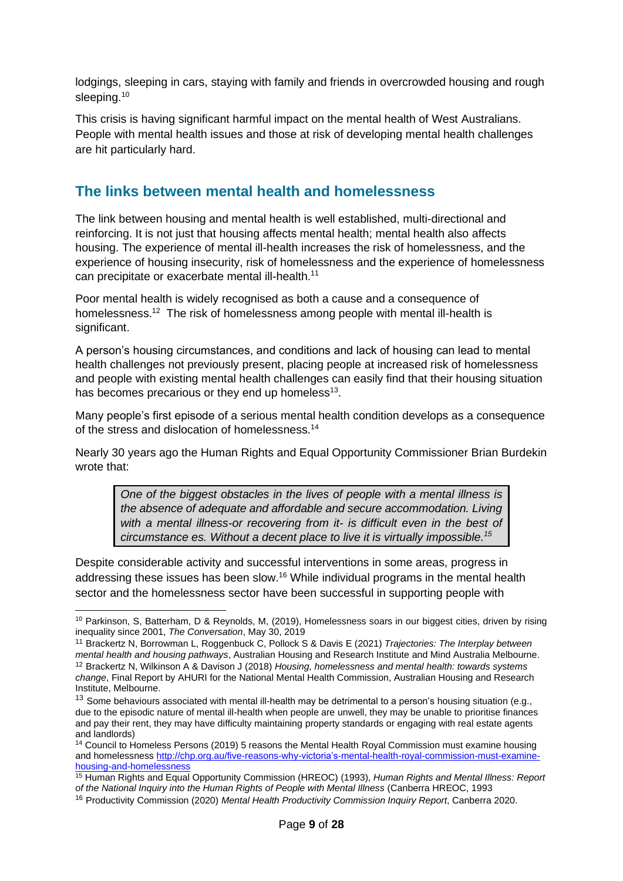lodgings, sleeping in cars, staying with family and friends in overcrowded housing and rough sleeping.[10]

This crisis is having significant harmful impact on the mental health of West Australians. People with mental health issues and those at risk of developing mental health challenges are hit particularly hard.

## The links between mental health and homelessness

The link between housing and mental health is well established, multi-directional and reinforcing. It is not just that housing affects mental health; mental health also affects housing. The experience of mental ill-health increases the risk of homelessness, and the experience of housing insecurity, risk of homelessness and the experience of homelessness can precipitate or exacerbate mental ill-health.[11]

Poor mental health is widely recognised as both a cause and a consequence of homelessness.[12] The risk of homelessness among people with mental ill-health is significant.

A person's housing circumstances, and conditions and lack of housing can lead to mental health challenges not previously present, placing people at increased risk of homelessness and people with existing mental health challenges can easily find that their housing situation has becomes precarious or they end up homeless[13].

Many people's first episode of a serious mental health condition develops as a consequence of the stress and dislocation of homelessness.[14]

Nearly 30 years ago the Human Rights and Equal Opportunity Commissioner Brian Burdekin wrote that:

> *One of the biggest obstacles in the lives of people with a mental illness is the absence of adequate and affordable and secure accommodation. Living with a mental illness-or recovering from it- is difficult even in the best of circumstance es. Without a decent place to live it is virtually impossible.[15]*

Despite considerable activity and successful interventions in some areas, progress in addressing these issues has been slow.[16] While individual programs in the mental health sector and the homelessness sector have been successful in supporting people with

---

[10] Parkinson, S, Batterham, D & Reynolds, M, (2019), Homelessness soars in our biggest cities, driven by rising inequality since 2001, *The Conversation*, May 30, 2019

[11] Brackertz N, Borrowman L, Roggenbuck C, Pollock S & Davis E (2021) *Trajectories: The Interplay between mental health and housing pathways*, Australian Housing and Research Institute and Mind Australia Melbourne.

[12] Brackertz N, Wilkinson A & Davison J (2018) *Housing, homelessness and mental health: towards systems change*, Final Report by AHURI for the National Mental Health Commission, Australian Housing and Research Institute, Melbourne.

[13] Some behaviours associated with mental ill-health may be detrimental to a person's housing situation (e.g., due to the episodic nature of mental ill-health when people are unwell, they may be unable to prioritise finances and pay their rent, they may have difficulty maintaining property standards or engaging with real estate agents and landlords)

[14] Council to Homeless Persons (2019) 5 reasons the Mental Health Royal Commission must examine housing and homelessness http://chp.org.au/five-reasons-why-victoria's-mental-health-royal-commission-must-examine-housing-and-homelessness

[15] Human Rights and Equal Opportunity Commission (HREOC) (1993), *Human Rights and Mental Illness: Report of the National Inquiry into the Human Rights of People with Mental Illness* (Canberra HREOC, 1993

[16] Productivity Commission (2020) *Mental Health Productivity Commission Inquiry Report*, Canberra 2020.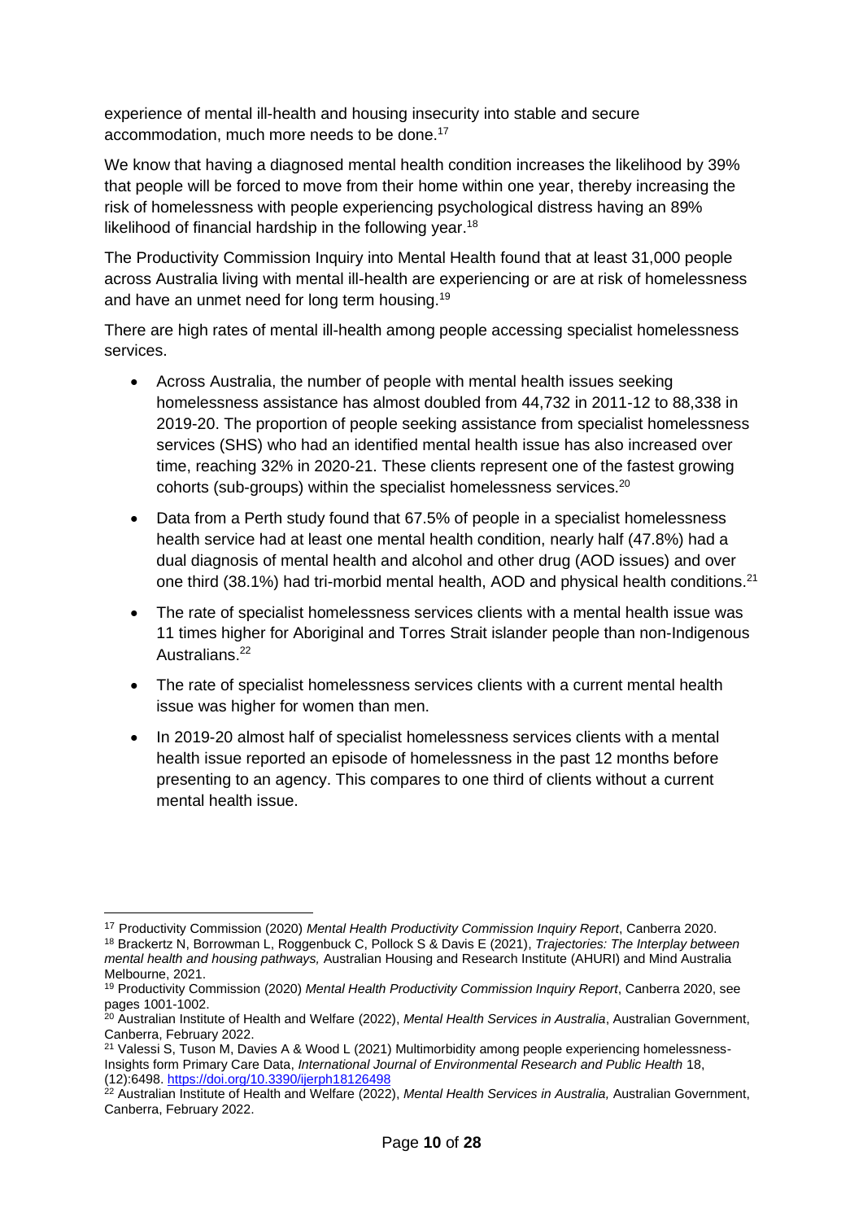experience of mental ill-health and housing insecurity into stable and secure accommodation, much more needs to be done.[17]

We know that having a diagnosed mental health condition increases the likelihood by 39% that people will be forced to move from their home within one year, thereby increasing the risk of homelessness with people experiencing psychological distress having an 89% likelihood of financial hardship in the following year.[18]

The Productivity Commission Inquiry into Mental Health found that at least 31,000 people across Australia living with mental ill-health are experiencing or are at risk of homelessness and have an unmet need for long term housing.[19]

There are high rates of mental ill-health among people accessing specialist homelessness services.

- Across Australia, the number of people with mental health issues seeking homelessness assistance has almost doubled from 44,732 in 2011-12 to 88,338 in 2019-20. The proportion of people seeking assistance from specialist homelessness services (SHS) who had an identified mental health issue has also increased over time, reaching 32% in 2020-21. These clients represent one of the fastest growing cohorts (sub-groups) within the specialist homelessness services.[20]
- Data from a Perth study found that 67.5% of people in a specialist homelessness health service had at least one mental health condition, nearly half (47.8%) had a dual diagnosis of mental health and alcohol and other drug (AOD issues) and over one third (38.1%) had tri-morbid mental health, AOD and physical health conditions.[21]
- The rate of specialist homelessness services clients with a mental health issue was 11 times higher for Aboriginal and Torres Strait islander people than non-Indigenous Australians.[22]
- The rate of specialist homelessness services clients with a current mental health issue was higher for women than men.
- In 2019-20 almost half of specialist homelessness services clients with a mental health issue reported an episode of homelessness in the past 12 months before presenting to an agency. This compares to one third of clients without a current mental health issue.

---

[17] Productivity Commission (2020) *Mental Health Productivity Commission Inquiry Report*, Canberra 2020.

[18] Brackertz N, Borrowman L, Roggenbuck C, Pollock S & Davis E (2021), *Trajectories: The Interplay between mental health and housing pathways,* Australian Housing and Research Institute (AHURI) and Mind Australia Melbourne, 2021.

[19] Productivity Commission (2020) *Mental Health Productivity Commission Inquiry Report*, Canberra 2020, see pages 1001-1002.

[20] Australian Institute of Health and Welfare (2022), *Mental Health Services in Australia*, Australian Government, Canberra, February 2022.

[21] Valessi S, Tuson M, Davies A & Wood L (2021) Multimorbidity among people experiencing homelessness-Insights form Primary Care Data, *International Journal of Environmental Research and Public Health* 18, (12):6498. https://doi.org/10.3390/ijerph18126498

[22] Australian Institute of Health and Welfare (2022), *Mental Health Services in Australia,* Australian Government, Canberra, February 2022.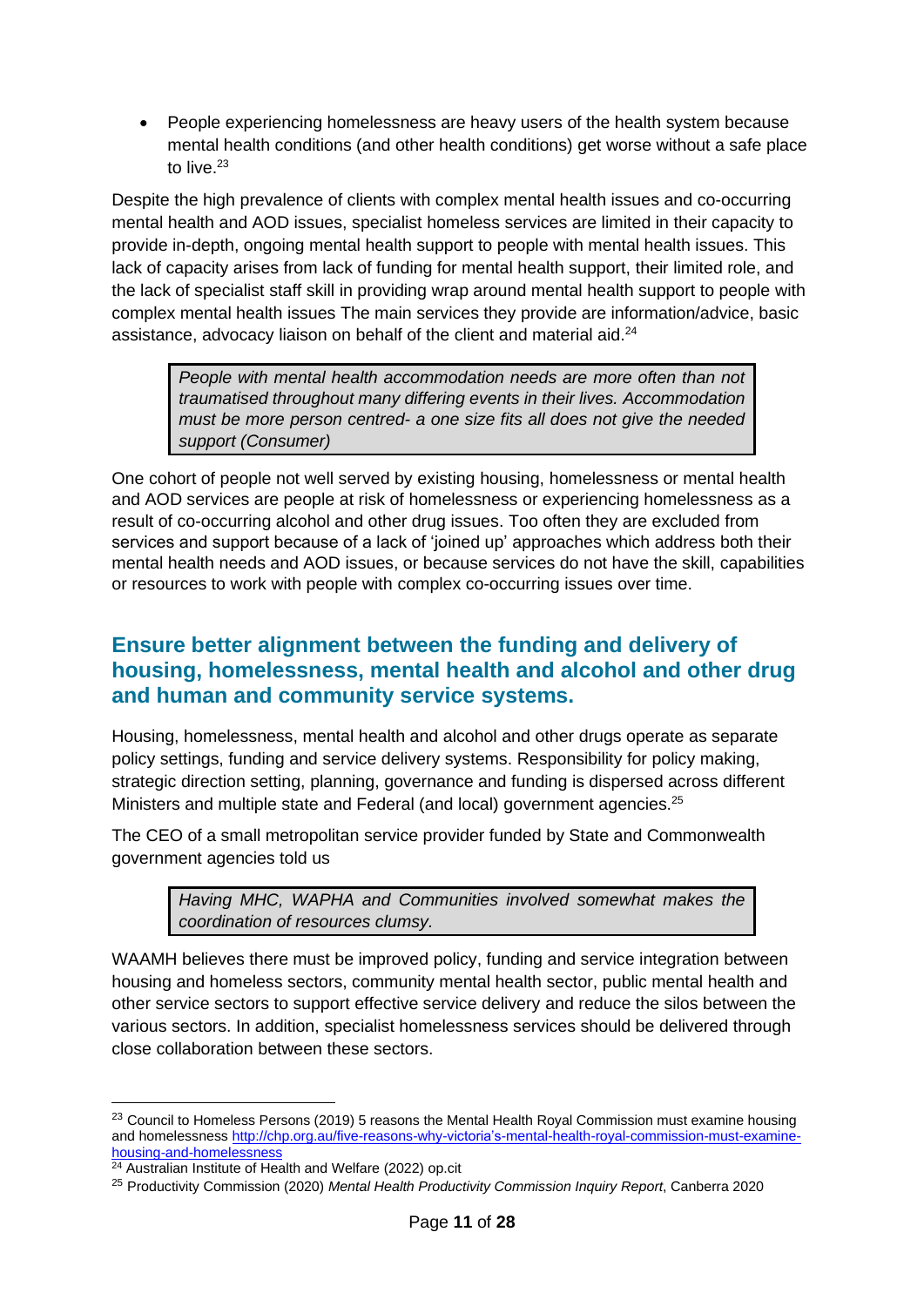- People experiencing homelessness are heavy users of the health system because mental health conditions (and other health conditions) get worse without a safe place to live.[23]

Despite the high prevalence of clients with complex mental health issues and co-occurring mental health and AOD issues, specialist homeless services are limited in their capacity to provide in-depth, ongoing mental health support to people with mental health issues. This lack of capacity arises from lack of funding for mental health support, their limited role, and the lack of specialist staff skill in providing wrap around mental health support to people with complex mental health issues The main services they provide are information/advice, basic assistance, advocacy liaison on behalf of the client and material aid.[24]

> *People with mental health accommodation needs are more often than not traumatised throughout many differing events in their lives. Accommodation must be more person centred- a one size fits all does not give the needed support (Consumer)*

One cohort of people not well served by existing housing, homelessness or mental health and AOD services are people at risk of homelessness or experiencing homelessness as a result of co-occurring alcohol and other drug issues. Too often they are excluded from services and support because of a lack of 'joined up' approaches which address both their mental health needs and AOD issues, or because services do not have the skill, capabilities or resources to work with people with complex co-occurring issues over time.

## Ensure better alignment between the funding and delivery of housing, homelessness, mental health and alcohol and other drug and human and community service systems.

Housing, homelessness, mental health and alcohol and other drugs operate as separate policy settings, funding and service delivery systems. Responsibility for policy making, strategic direction setting, planning, governance and funding is dispersed across different Ministers and multiple state and Federal (and local) government agencies.[25]

The CEO of a small metropolitan service provider funded by State and Commonwealth government agencies told us

> *Having MHC, WAPHA and Communities involved somewhat makes the coordination of resources clumsy.*

WAAMH believes there must be improved policy, funding and service integration between housing and homeless sectors, community mental health sector, public mental health and other service sectors to support effective service delivery and reduce the silos between the various sectors. In addition, specialist homelessness services should be delivered through close collaboration between these sectors.

---

[23] Council to Homeless Persons (2019) 5 reasons the Mental Health Royal Commission must examine housing and homelessness [http://chp.org.au/five-reasons-why-victoria's-mental-health-royal-commission-must-examine-housing-and-homelessness](http://chp.org.au/five-reasons-why-victoria's-mental-health-royal-commission-must-examine-housing-and-homelessness)

[24] Australian Institute of Health and Welfare (2022) op.cit

[25] Productivity Commission (2020) *Mental Health Productivity Commission Inquiry Report*, Canberra 2020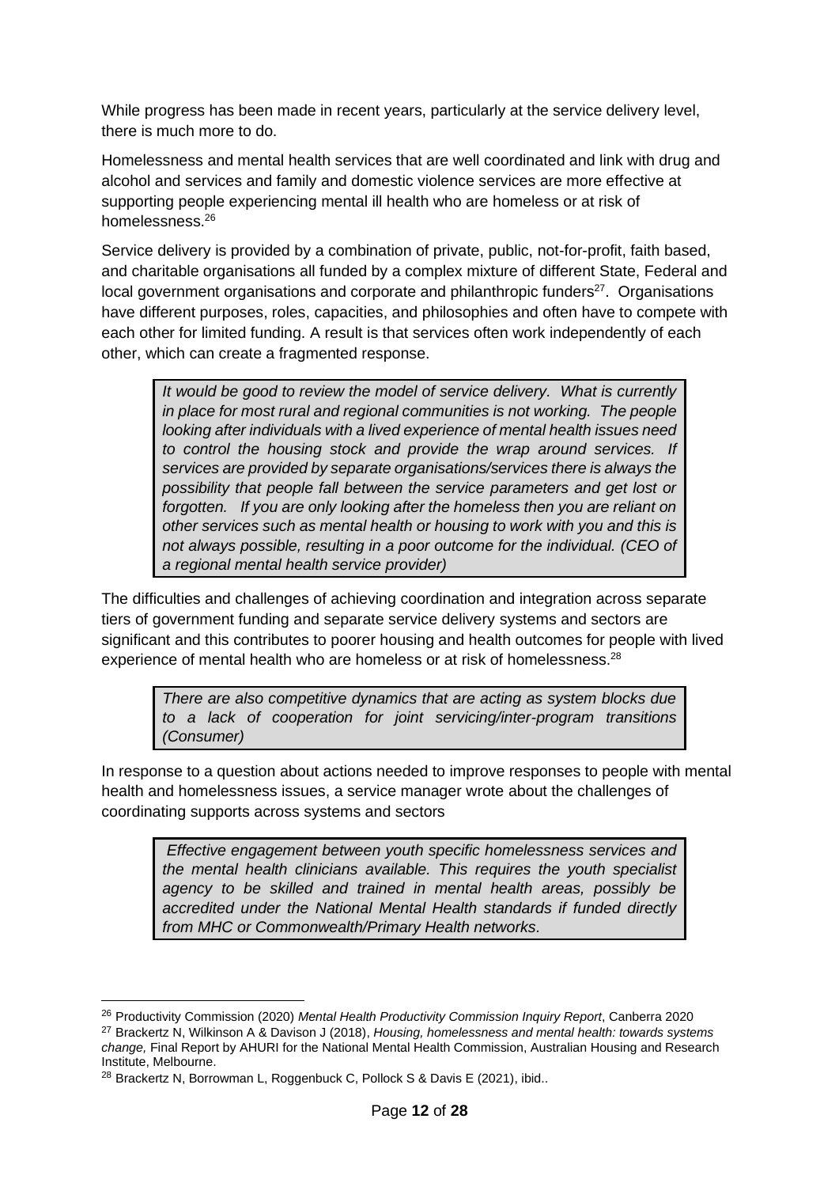While progress has been made in recent years, particularly at the service delivery level, there is much more to do.

Homelessness and mental health services that are well coordinated and link with drug and alcohol and services and family and domestic violence services are more effective at supporting people experiencing mental ill health who are homeless or at risk of homelessness.[26]

Service delivery is provided by a combination of private, public, not-for-profit, faith based, and charitable organisations all funded by a complex mixture of different State, Federal and local government organisations and corporate and philanthropic funders[27]. Organisations have different purposes, roles, capacities, and philosophies and often have to compete with each other for limited funding. A result is that services often work independently of each other, which can create a fragmented response.

> *It would be good to review the model of service delivery. What is currently in place for most rural and regional communities is not working. The people looking after individuals with a lived experience of mental health issues need to control the housing stock and provide the wrap around services. If services are provided by separate organisations/services there is always the possibility that people fall between the service parameters and get lost or forgotten. If you are only looking after the homeless then you are reliant on other services such as mental health or housing to work with you and this is not always possible, resulting in a poor outcome for the individual. (CEO of a regional mental health service provider)*

The difficulties and challenges of achieving coordination and integration across separate tiers of government funding and separate service delivery systems and sectors are significant and this contributes to poorer housing and health outcomes for people with lived experience of mental health who are homeless or at risk of homelessness.[28]

> *There are also competitive dynamics that are acting as system blocks due to a lack of cooperation for joint servicing/inter-program transitions (Consumer)*

In response to a question about actions needed to improve responses to people with mental health and homelessness issues, a service manager wrote about the challenges of coordinating supports across systems and sectors

> *Effective engagement between youth specific homelessness services and the mental health clinicians available. This requires the youth specialist agency to be skilled and trained in mental health areas, possibly be accredited under the National Mental Health standards if funded directly from MHC or Commonwealth/Primary Health networks.*

---

[26] Productivity Commission (2020) *Mental Health Productivity Commission Inquiry Report*, Canberra 2020

[27] Brackertz N, Wilkinson A & Davison J (2018), *Housing, homelessness and mental health: towards systems change,* Final Report by AHURI for the National Mental Health Commission, Australian Housing and Research Institute, Melbourne.

[28] Brackertz N, Borrowman L, Roggenbuck C, Pollock S & Davis E (2021), ibid..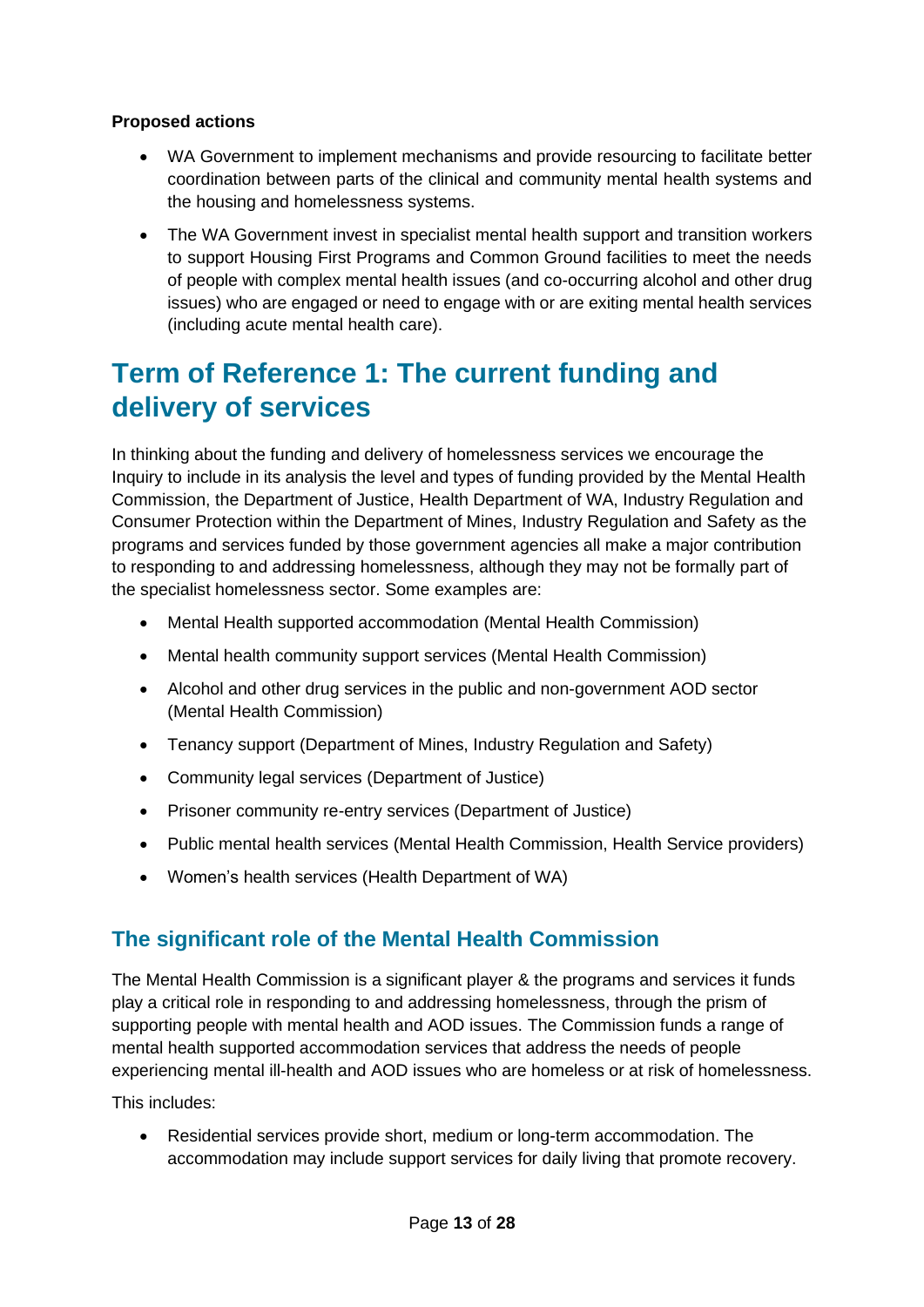**Proposed actions**

- WA Government to implement mechanisms and provide resourcing to facilitate better coordination between parts of the clinical and community mental health systems and the housing and homelessness systems.
- The WA Government invest in specialist mental health support and transition workers to support Housing First Programs and Common Ground facilities to meet the needs of people with complex mental health issues (and co-occurring alcohol and other drug issues) who are engaged or need to engage with or are exiting mental health services (including acute mental health care).

# Term of Reference 1: The current funding and delivery of services

In thinking about the funding and delivery of homelessness services we encourage the Inquiry to include in its analysis the level and types of funding provided by the Mental Health Commission, the Department of Justice, Health Department of WA, Industry Regulation and Consumer Protection within the Department of Mines, Industry Regulation and Safety as the programs and services funded by those government agencies all make a major contribution to responding to and addressing homelessness, although they may not be formally part of the specialist homelessness sector. Some examples are:

- Mental Health supported accommodation (Mental Health Commission)
- Mental health community support services (Mental Health Commission)
- Alcohol and other drug services in the public and non-government AOD sector (Mental Health Commission)
- Tenancy support (Department of Mines, Industry Regulation and Safety)
- Community legal services (Department of Justice)
- Prisoner community re-entry services (Department of Justice)
- Public mental health services (Mental Health Commission, Health Service providers)
- Women's health services (Health Department of WA)

## The significant role of the Mental Health Commission

The Mental Health Commission is a significant player & the programs and services it funds play a critical role in responding to and addressing homelessness, through the prism of supporting people with mental health and AOD issues. The Commission funds a range of mental health supported accommodation services that address the needs of people experiencing mental ill-health and AOD issues who are homeless or at risk of homelessness.

This includes:

- Residential services provide short, medium or long-term accommodation. The accommodation may include support services for daily living that promote recovery.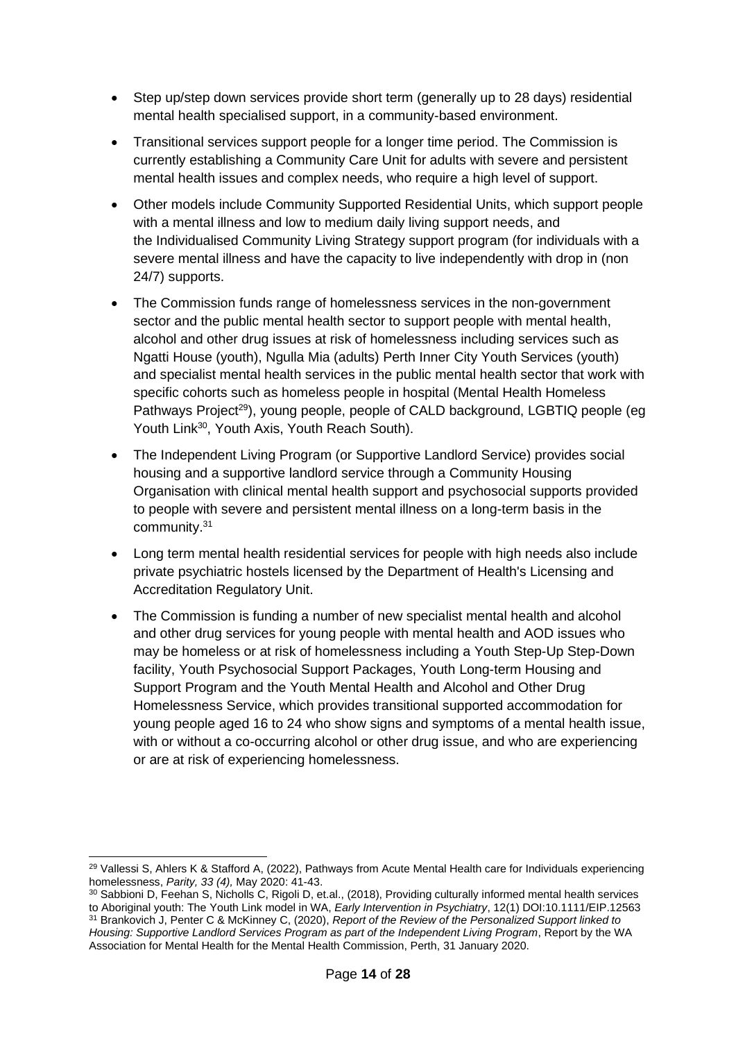- Step up/step down services provide short term (generally up to 28 days) residential mental health specialised support, in a community-based environment.
- Transitional services support people for a longer time period. The Commission is currently establishing a Community Care Unit for adults with severe and persistent mental health issues and complex needs, who require a high level of support.
- Other models include Community Supported Residential Units, which support people with a mental illness and low to medium daily living support needs, and the Individualised Community Living Strategy support program (for individuals with a severe mental illness and have the capacity to live independently with drop in (non 24/7) supports.
- The Commission funds range of homelessness services in the non-government sector and the public mental health sector to support people with mental health, alcohol and other drug issues at risk of homelessness including services such as Ngatti House (youth), Ngulla Mia (adults) Perth Inner City Youth Services (youth) and specialist mental health services in the public mental health sector that work with specific cohorts such as homeless people in hospital (Mental Health Homeless Pathways Project[29]), young people, people of CALD background, LGBTIQ people (eg Youth Link[30], Youth Axis, Youth Reach South).
- The Independent Living Program (or Supportive Landlord Service) provides social housing and a supportive landlord service through a Community Housing Organisation with clinical mental health support and psychosocial supports provided to people with severe and persistent mental illness on a long-term basis in the community.[31]
- Long term mental health residential services for people with high needs also include private psychiatric hostels licensed by the Department of Health's Licensing and Accreditation Regulatory Unit.
- The Commission is funding a number of new specialist mental health and alcohol and other drug services for young people with mental health and AOD issues who may be homeless or at risk of homelessness including a Youth Step-Up Step-Down facility, Youth Psychosocial Support Packages, Youth Long-term Housing and Support Program and the Youth Mental Health and Alcohol and Other Drug Homelessness Service, which provides transitional supported accommodation for young people aged 16 to 24 who show signs and symptoms of a mental health issue, with or without a co-occurring alcohol or other drug issue, and who are experiencing or are at risk of experiencing homelessness.

---

[29] Vallessi S, Ahlers K & Stafford A, (2022), Pathways from Acute Mental Health care for Individuals experiencing homelessness, *Parity, 33 (4),* May 2020: 41-43.

[30] Sabbioni D, Feehan S, Nicholls C, Rigoli D, et.al., (2018), Providing culturally informed mental health services to Aboriginal youth: The Youth Link model in WA, *Early Intervention in Psychiatry*, 12(1) DOI:10.1111/EIP.12563

[31] Brankovich J, Penter C & McKinney C, (2020), *Report of the Review of the Personalized Support linked to Housing: Supportive Landlord Services Program as part of the Independent Living Program*, Report by the WA Association for Mental Health for the Mental Health Commission, Perth, 31 January 2020.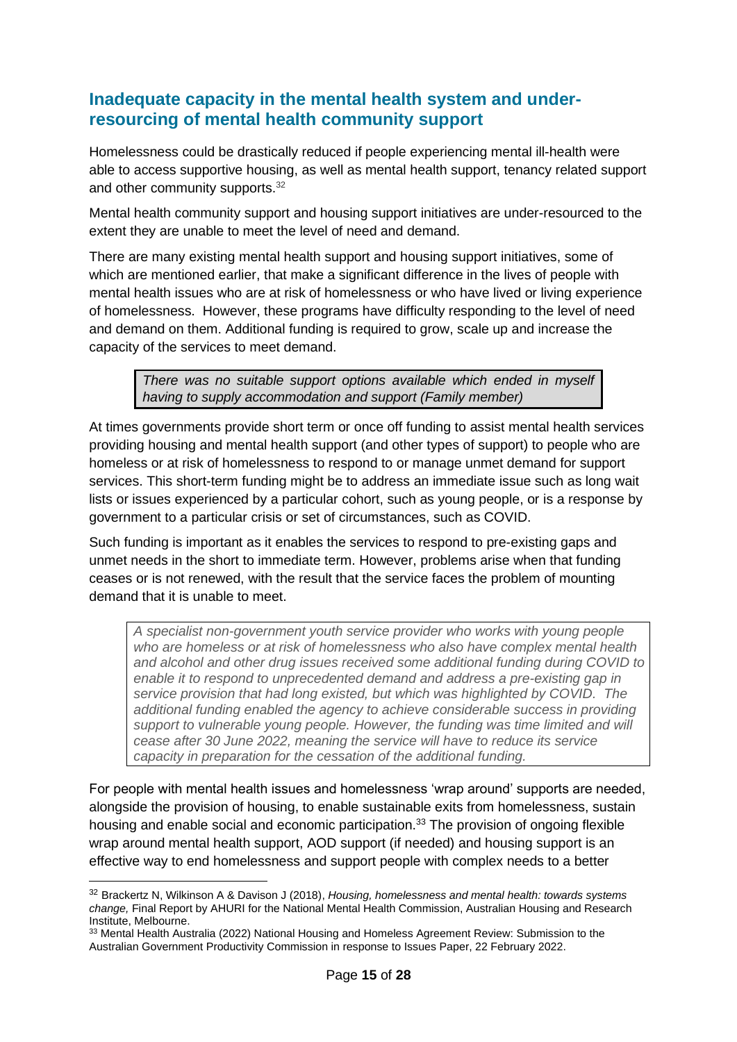## Inadequate capacity in the mental health system and under-resourcing of mental health community support

Homelessness could be drastically reduced if people experiencing mental ill-health were able to access supportive housing, as well as mental health support, tenancy related support and other community supports.[32]

Mental health community support and housing support initiatives are under-resourced to the extent they are unable to meet the level of need and demand.

There are many existing mental health support and housing support initiatives, some of which are mentioned earlier, that make a significant difference in the lives of people with mental health issues who are at risk of homelessness or who have lived or living experience of homelessness. However, these programs have difficulty responding to the level of need and demand on them. Additional funding is required to grow, scale up and increase the capacity of the services to meet demand.

> *There was no suitable support options available which ended in myself having to supply accommodation and support (Family member)*

At times governments provide short term or once off funding to assist mental health services providing housing and mental health support (and other types of support) to people who are homeless or at risk of homelessness to respond to or manage unmet demand for support services. This short-term funding might be to address an immediate issue such as long wait lists or issues experienced by a particular cohort, such as young people, or is a response by government to a particular crisis or set of circumstances, such as COVID.

Such funding is important as it enables the services to respond to pre-existing gaps and unmet needs in the short to immediate term. However, problems arise when that funding ceases or is not renewed, with the result that the service faces the problem of mounting demand that it is unable to meet.

> *A specialist non-government youth service provider who works with young people who are homeless or at risk of homelessness who also have complex mental health and alcohol and other drug issues received some additional funding during COVID to enable it to respond to unprecedented demand and address a pre-existing gap in service provision that had long existed, but which was highlighted by COVID. The additional funding enabled the agency to achieve considerable success in providing support to vulnerable young people. However, the funding was time limited and will cease after 30 June 2022, meaning the service will have to reduce its service capacity in preparation for the cessation of the additional funding.*

For people with mental health issues and homelessness 'wrap around' supports are needed, alongside the provision of housing, to enable sustainable exits from homelessness, sustain housing and enable social and economic participation.[33] The provision of ongoing flexible wrap around mental health support, AOD support (if needed) and housing support is an effective way to end homelessness and support people with complex needs to a better

---

[32] Brackertz N, Wilkinson A & Davison J (2018), *Housing, homelessness and mental health: towards systems change,* Final Report by AHURI for the National Mental Health Commission, Australian Housing and Research Institute, Melbourne.

[33] Mental Health Australia (2022) National Housing and Homeless Agreement Review: Submission to the Australian Government Productivity Commission in response to Issues Paper, 22 February 2022.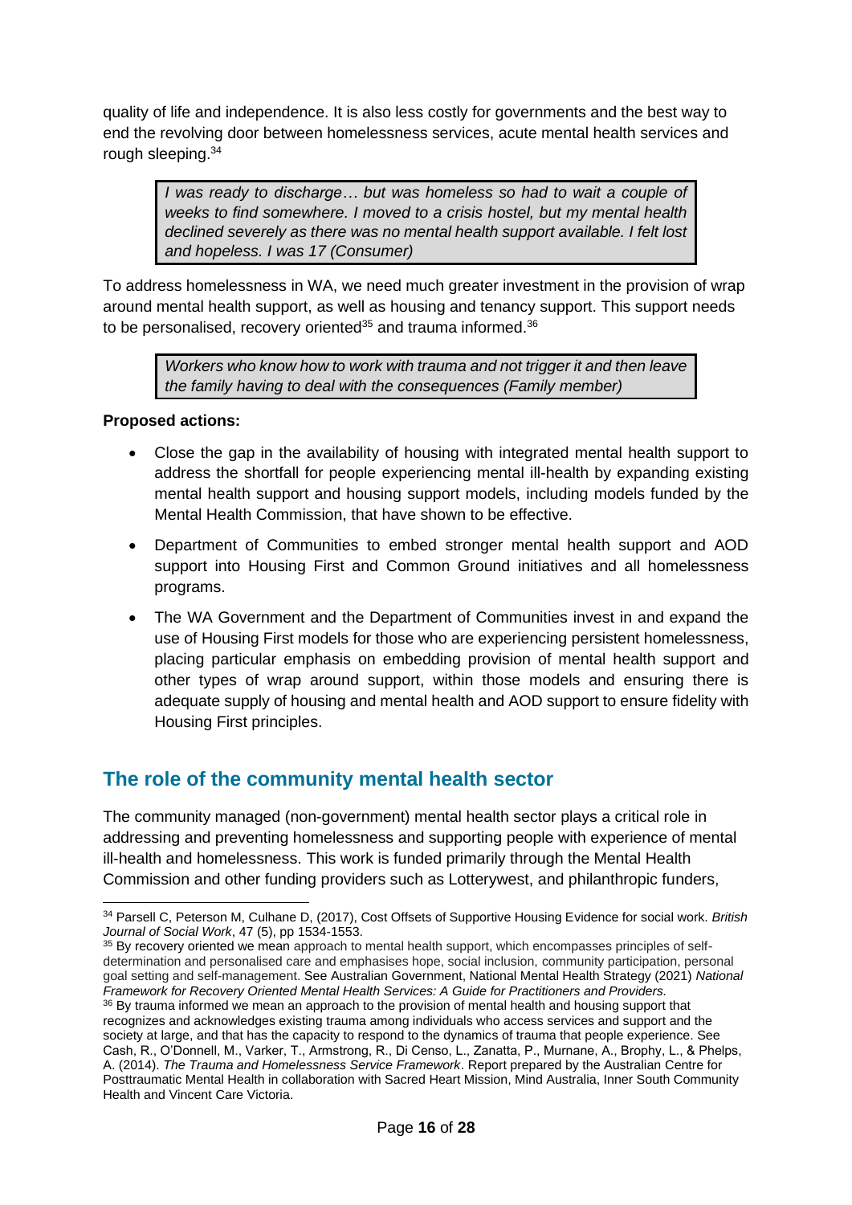quality of life and independence. It is also less costly for governments and the best way to end the revolving door between homelessness services, acute mental health services and rough sleeping.[34]

> *I was ready to discharge… but was homeless so had to wait a couple of weeks to find somewhere. I moved to a crisis hostel, but my mental health declined severely as there was no mental health support available. I felt lost and hopeless. I was 17 (Consumer)*

To address homelessness in WA, we need much greater investment in the provision of wrap around mental health support, as well as housing and tenancy support. This support needs to be personalised, recovery oriented[35] and trauma informed.[36]

> *Workers who know how to work with trauma and not trigger it and then leave the family having to deal with the consequences (Family member)*

**Proposed actions:**

- Close the gap in the availability of housing with integrated mental health support to address the shortfall for people experiencing mental ill-health by expanding existing mental health support and housing support models, including models funded by the Mental Health Commission, that have shown to be effective.
- Department of Communities to embed stronger mental health support and AOD support into Housing First and Common Ground initiatives and all homelessness programs.
- The WA Government and the Department of Communities invest in and expand the use of Housing First models for those who are experiencing persistent homelessness, placing particular emphasis on embedding provision of mental health support and other types of wrap around support, within those models and ensuring there is adequate supply of housing and mental health and AOD support to ensure fidelity with Housing First principles.

## The role of the community mental health sector

The community managed (non-government) mental health sector plays a critical role in addressing and preventing homelessness and supporting people with experience of mental ill-health and homelessness. This work is funded primarily through the Mental Health Commission and other funding providers such as Lotterywest, and philanthropic funders,

---

[34] Parsell C, Peterson M, Culhane D, (2017), Cost Offsets of Supportive Housing Evidence for social work. *British Journal of Social Work*, 47 (5), pp 1534-1553.

[35] By recovery oriented we mean approach to mental health support, which encompasses principles of self-determination and personalised care and emphasises hope, social inclusion, community participation, personal goal setting and self-management. See Australian Government, National Mental Health Strategy (2021) *National Framework for Recovery Oriented Mental Health Services: A Guide for Practitioners and Providers.*

[36] By trauma informed we mean an approach to the provision of mental health and housing support that recognizes and acknowledges existing trauma among individuals who access services and support and the society at large, and that has the capacity to respond to the dynamics of trauma that people experience. See Cash, R., O'Donnell, M., Varker, T., Armstrong, R., Di Censo, L., Zanatta, P., Murnane, A., Brophy, L., & Phelps, A. (2014). *The Trauma and Homelessness Service Framework*. Report prepared by the Australian Centre for Posttraumatic Mental Health in collaboration with Sacred Heart Mission, Mind Australia, Inner South Community Health and Vincent Care Victoria.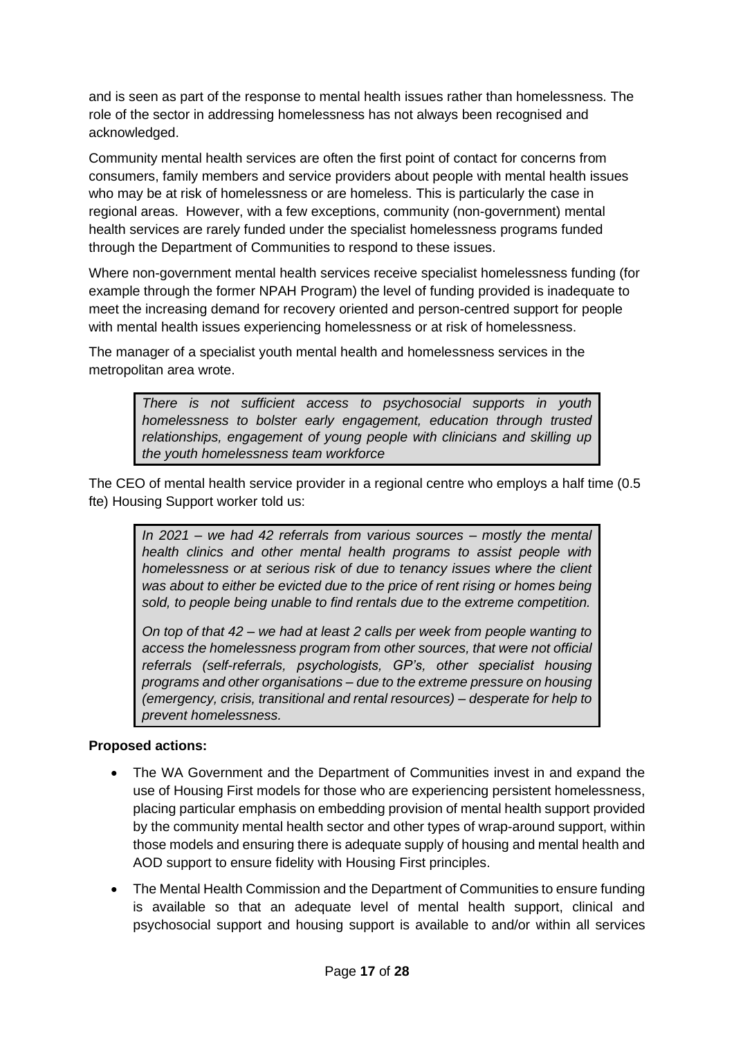and is seen as part of the response to mental health issues rather than homelessness. The role of the sector in addressing homelessness has not always been recognised and acknowledged.

Community mental health services are often the first point of contact for concerns from consumers, family members and service providers about people with mental health issues who may be at risk of homelessness or are homeless. This is particularly the case in regional areas. However, with a few exceptions, community (non-government) mental health services are rarely funded under the specialist homelessness programs funded through the Department of Communities to respond to these issues.

Where non-government mental health services receive specialist homelessness funding (for example through the former NPAH Program) the level of funding provided is inadequate to meet the increasing demand for recovery oriented and person-centred support for people with mental health issues experiencing homelessness or at risk of homelessness.

The manager of a specialist youth mental health and homelessness services in the metropolitan area wrote.

> *There is not sufficient access to psychosocial supports in youth homelessness to bolster early engagement, education through trusted relationships, engagement of young people with clinicians and skilling up the youth homelessness team workforce*

The CEO of mental health service provider in a regional centre who employs a half time (0.5 fte) Housing Support worker told us:

> *In 2021 – we had 42 referrals from various sources – mostly the mental health clinics and other mental health programs to assist people with homelessness or at serious risk of due to tenancy issues where the client was about to either be evicted due to the price of rent rising or homes being sold, to people being unable to find rentals due to the extreme competition.*
>
> *On top of that 42 – we had at least 2 calls per week from people wanting to access the homelessness program from other sources, that were not official referrals (self-referrals, psychologists, GP's, other specialist housing programs and other organisations – due to the extreme pressure on housing (emergency, crisis, transitional and rental resources) – desperate for help to prevent homelessness.*

**Proposed actions:**

- The WA Government and the Department of Communities invest in and expand the use of Housing First models for those who are experiencing persistent homelessness, placing particular emphasis on embedding provision of mental health support provided by the community mental health sector and other types of wrap-around support, within those models and ensuring there is adequate supply of housing and mental health and AOD support to ensure fidelity with Housing First principles.
- The Mental Health Commission and the Department of Communities to ensure funding is available so that an adequate level of mental health support, clinical and psychosocial support and housing support is available to and/or within all services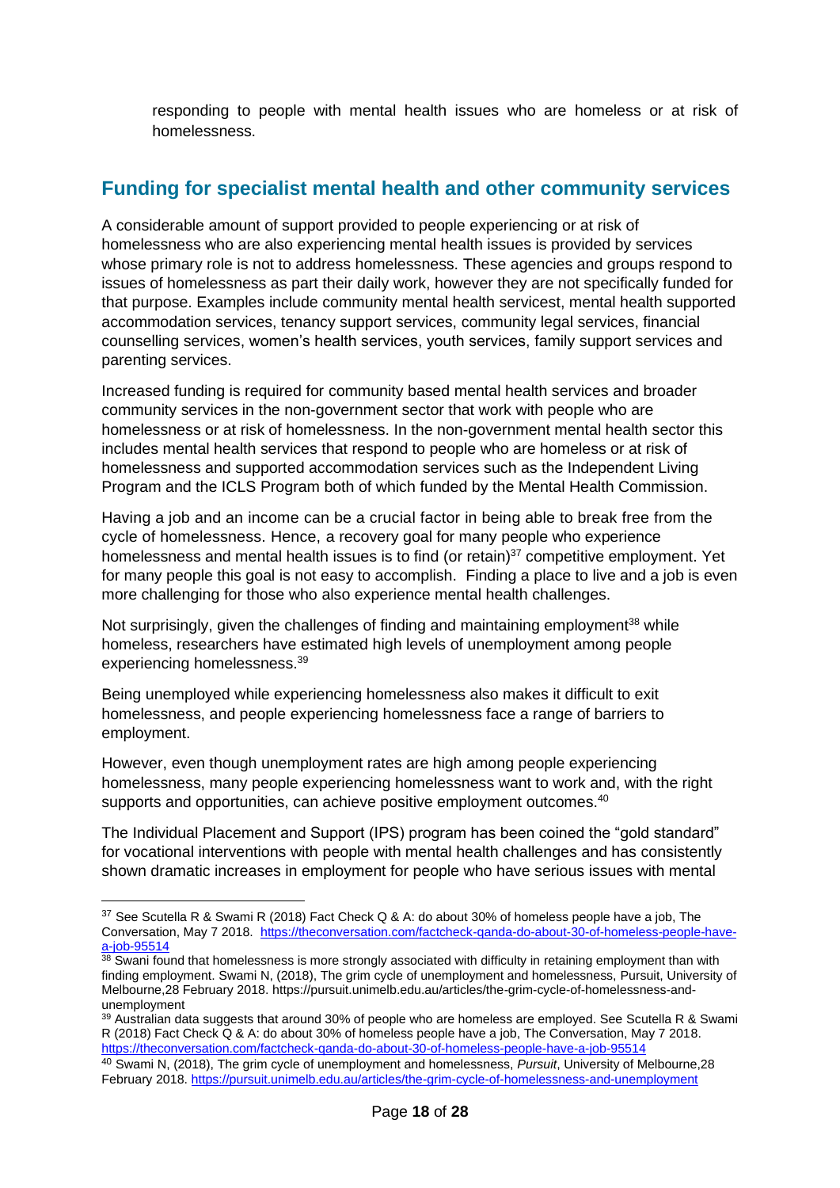responding to people with mental health issues who are homeless or at risk of homelessness.

## Funding for specialist mental health and other community services

A considerable amount of support provided to people experiencing or at risk of homelessness who are also experiencing mental health issues is provided by services whose primary role is not to address homelessness. These agencies and groups respond to issues of homelessness as part their daily work, however they are not specifically funded for that purpose. Examples include community mental health servicest, mental health supported accommodation services, tenancy support services, community legal services, financial counselling services, women's health services, youth services, family support services and parenting services.

Increased funding is required for community based mental health services and broader community services in the non-government sector that work with people who are homelessness or at risk of homelessness. In the non-government mental health sector this includes mental health services that respond to people who are homeless or at risk of homelessness and supported accommodation services such as the Independent Living Program and the ICLS Program both of which funded by the Mental Health Commission.

Having a job and an income can be a crucial factor in being able to break free from the cycle of homelessness. Hence, a recovery goal for many people who experience homelessness and mental health issues is to find (or retain)[37] competitive employment. Yet for many people this goal is not easy to accomplish. Finding a place to live and a job is even more challenging for those who also experience mental health challenges.

Not surprisingly, given the challenges of finding and maintaining employment[38] while homeless, researchers have estimated high levels of unemployment among people experiencing homelessness.[39]

Being unemployed while experiencing homelessness also makes it difficult to exit homelessness, and people experiencing homelessness face a range of barriers to employment.

However, even though unemployment rates are high among people experiencing homelessness, many people experiencing homelessness want to work and, with the right supports and opportunities, can achieve positive employment outcomes.[40]

The Individual Placement and Support (IPS) program has been coined the "gold standard" for vocational interventions with people with mental health challenges and has consistently shown dramatic increases in employment for people who have serious issues with mental

---

[37] See Scutella R & Swami R (2018) Fact Check Q & A: do about 30% of homeless people have a job, The Conversation, May 7 2018. https://theconversation.com/factcheck-qanda-do-about-30-of-homeless-people-have-a-job-95514

[38] Swani found that homelessness is more strongly associated with difficulty in retaining employment than with finding employment. Swami N, (2018), The grim cycle of unemployment and homelessness, Pursuit, University of Melbourne,28 February 2018. https://pursuit.unimelb.edu.au/articles/the-grim-cycle-of-homelessness-and-unemployment

[39] Australian data suggests that around 30% of people who are homeless are employed. See Scutella R & Swami R (2018) Fact Check Q & A: do about 30% of homeless people have a job, The Conversation, May 7 2018. https://theconversation.com/factcheck-qanda-do-about-30-of-homeless-people-have-a-job-95514

[40] Swami N, (2018), The grim cycle of unemployment and homelessness, *Pursuit*, University of Melbourne,28 February 2018. https://pursuit.unimelb.edu.au/articles/the-grim-cycle-of-homelessness-and-unemployment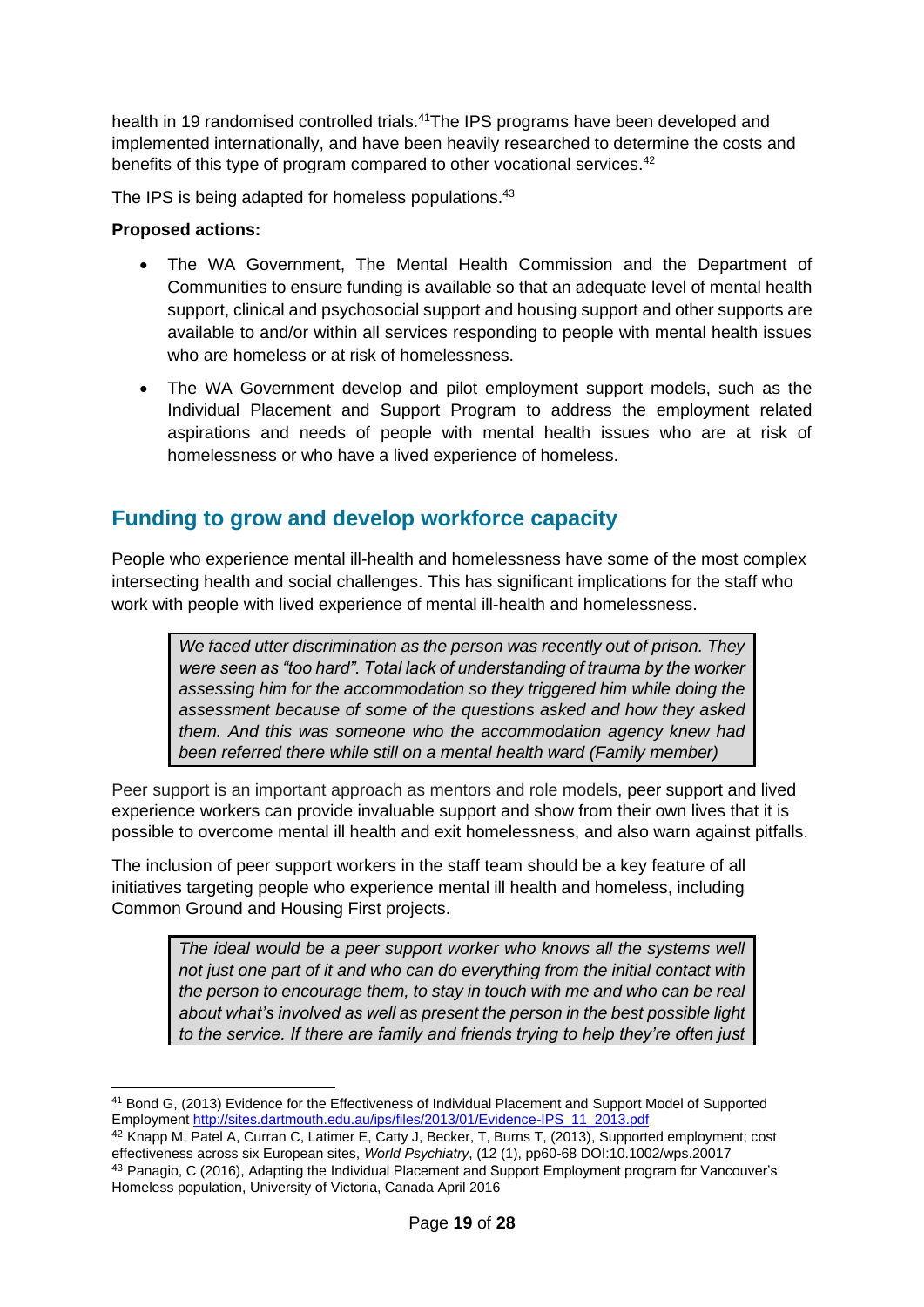health in 19 randomised controlled trials.[41]The IPS programs have been developed and implemented internationally, and have been heavily researched to determine the costs and benefits of this type of program compared to other vocational services.[42]

The IPS is being adapted for homeless populations.[43]

**Proposed actions:**

- The WA Government, The Mental Health Commission and the Department of Communities to ensure funding is available so that an adequate level of mental health support, clinical and psychosocial support and housing support and other supports are available to and/or within all services responding to people with mental health issues who are homeless or at risk of homelessness.
- The WA Government develop and pilot employment support models, such as the Individual Placement and Support Program to address the employment related aspirations and needs of people with mental health issues who are at risk of homelessness or who have a lived experience of homeless.

## Funding to grow and develop workforce capacity

People who experience mental ill-health and homelessness have some of the most complex intersecting health and social challenges. This has significant implications for the staff who work with people with lived experience of mental ill-health and homelessness.

> *We faced utter discrimination as the person was recently out of prison. They were seen as "too hard". Total lack of understanding of trauma by the worker assessing him for the accommodation so they triggered him while doing the assessment because of some of the questions asked and how they asked them. And this was someone who the accommodation agency knew had been referred there while still on a mental health ward (Family member)*

Peer support is an important approach as mentors and role models, peer support and lived experience workers can provide invaluable support and show from their own lives that it is possible to overcome mental ill health and exit homelessness, and also warn against pitfalls.

The inclusion of peer support workers in the staff team should be a key feature of all initiatives targeting people who experience mental ill health and homeless, including Common Ground and Housing First projects.

> *The ideal would be a peer support worker who knows all the systems well not just one part of it and who can do everything from the initial contact with the person to encourage them, to stay in touch with me and who can be real about what's involved as well as present the person in the best possible light to the service. If there are family and friends trying to help they're often just*

---

[41] Bond G, (2013) Evidence for the Effectiveness of Individual Placement and Support Model of Supported Employment http://sites.dartmouth.edu.au/ips/files/2013/01/Evidence-IPS_11_2013.pdf

[42] Knapp M, Patel A, Curran C, Latimer E, Catty J, Becker, T, Burns T, (2013), Supported employment; cost effectiveness across six European sites, *World Psychiatry*, (12 (1), pp60-68 DOI:10.1002/wps.20017

[43] Panagio, C (2016), Adapting the Individual Placement and Support Employment program for Vancouver's Homeless population, University of Victoria, Canada April 2016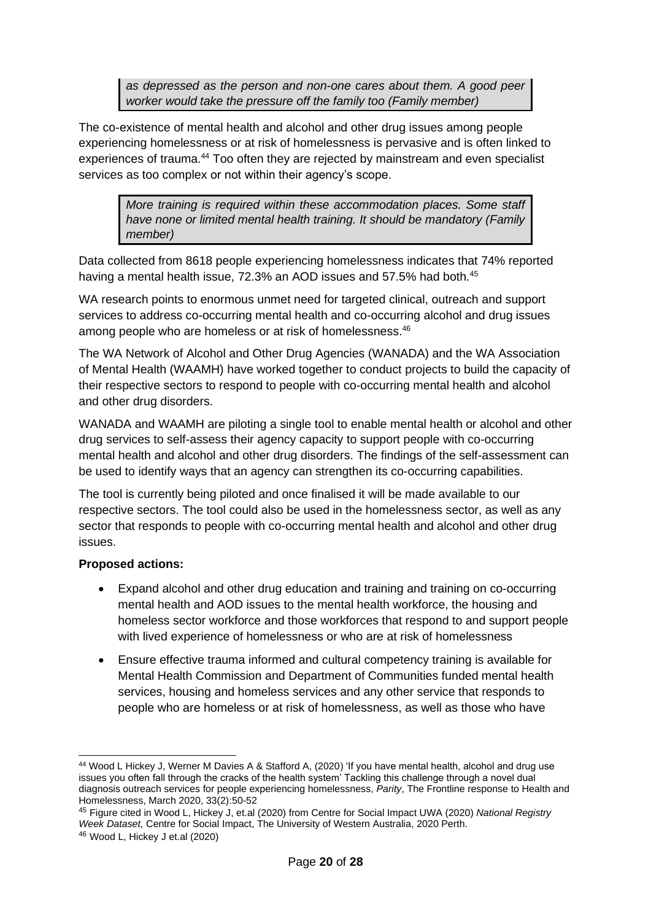> *as depressed as the person and non-one cares about them. A good peer worker would take the pressure off the family too (Family member)*

The co-existence of mental health and alcohol and other drug issues among people experiencing homelessness or at risk of homelessness is pervasive and is often linked to experiences of trauma.[44] Too often they are rejected by mainstream and even specialist services as too complex or not within their agency's scope.

> *More training is required within these accommodation places. Some staff have none or limited mental health training. It should be mandatory (Family member)*

Data collected from 8618 people experiencing homelessness indicates that 74% reported having a mental health issue, 72.3% an AOD issues and 57.5% had both.[45]

WA research points to enormous unmet need for targeted clinical, outreach and support services to address co-occurring mental health and co-occurring alcohol and drug issues among people who are homeless or at risk of homelessness.[46]

The WA Network of Alcohol and Other Drug Agencies (WANADA) and the WA Association of Mental Health (WAAMH) have worked together to conduct projects to build the capacity of their respective sectors to respond to people with co-occurring mental health and alcohol and other drug disorders.

WANADA and WAAMH are piloting a single tool to enable mental health or alcohol and other drug services to self-assess their agency capacity to support people with co-occurring mental health and alcohol and other drug disorders. The findings of the self-assessment can be used to identify ways that an agency can strengthen its co-occurring capabilities.

The tool is currently being piloted and once finalised it will be made available to our respective sectors. The tool could also be used in the homelessness sector, as well as any sector that responds to people with co-occurring mental health and alcohol and other drug issues.

**Proposed actions:**

- Expand alcohol and other drug education and training and training on co-occurring mental health and AOD issues to the mental health workforce, the housing and homeless sector workforce and those workforces that respond to and support people with lived experience of homelessness or who are at risk of homelessness
- Ensure effective trauma informed and cultural competency training is available for Mental Health Commission and Department of Communities funded mental health services, housing and homeless services and any other service that responds to people who are homeless or at risk of homelessness, as well as those who have

---

[44] Wood L Hickey J, Werner M Davies A & Stafford A, (2020) 'If you have mental health, alcohol and drug use issues you often fall through the cracks of the health system' Tackling this challenge through a novel dual diagnosis outreach services for people experiencing homelessness, *Parity*, The Frontline response to Health and Homelessness, March 2020, 33(2):50-52

[45] Figure cited in Wood L, Hickey J, et.al (2020) from Centre for Social Impact UWA (2020) *National Registry Week Dataset,* Centre for Social Impact, The University of Western Australia, 2020 Perth.

[46] Wood L, Hickey J et.al (2020)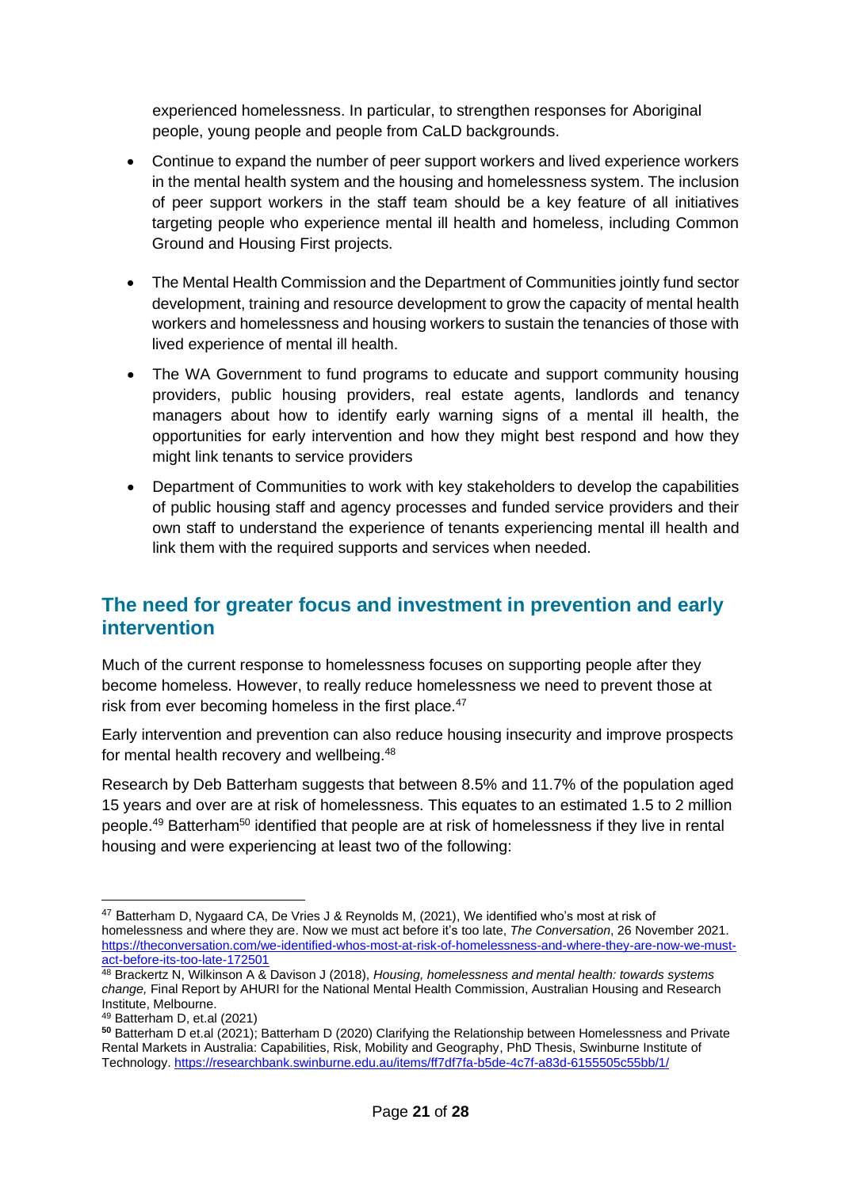experienced homelessness. In particular, to strengthen responses for Aboriginal people, young people and people from CaLD backgrounds.

- Continue to expand the number of peer support workers and lived experience workers in the mental health system and the housing and homelessness system. The inclusion of peer support workers in the staff team should be a key feature of all initiatives targeting people who experience mental ill health and homeless, including Common Ground and Housing First projects.
- The Mental Health Commission and the Department of Communities jointly fund sector development, training and resource development to grow the capacity of mental health workers and homelessness and housing workers to sustain the tenancies of those with lived experience of mental ill health.
- The WA Government to fund programs to educate and support community housing providers, public housing providers, real estate agents, landlords and tenancy managers about how to identify early warning signs of a mental ill health, the opportunities for early intervention and how they might best respond and how they might link tenants to service providers
- Department of Communities to work with key stakeholders to develop the capabilities of public housing staff and agency processes and funded service providers and their own staff to understand the experience of tenants experiencing mental ill health and link them with the required supports and services when needed.

## The need for greater focus and investment in prevention and early intervention

Much of the current response to homelessness focuses on supporting people after they become homeless. However, to really reduce homelessness we need to prevent those at risk from ever becoming homeless in the first place.[47]

Early intervention and prevention can also reduce housing insecurity and improve prospects for mental health recovery and wellbeing.[48]

Research by Deb Batterham suggests that between 8.5% and 11.7% of the population aged 15 years and over are at risk of homelessness. This equates to an estimated 1.5 to 2 million people.[49] Batterham[50] identified that people are at risk of homelessness if they live in rental housing and were experiencing at least two of the following:

---

[47] Batterham D, Nygaard CA, De Vries J & Reynolds M, (2021), We identified who's most at risk of homelessness and where they are. Now we must act before it's too late, *The Conversation*, 26 November 2021. https://theconversation.com/we-identified-whos-most-at-risk-of-homelessness-and-where-they-are-now-we-must-act-before-its-too-late-172501

[48] Brackertz N, Wilkinson A & Davison J (2018), *Housing, homelessness and mental health: towards systems change,* Final Report by AHURI for the National Mental Health Commission, Australian Housing and Research Institute, Melbourne.

[49] Batterham D, et.al (2021)

[50] Batterham D et.al (2021); Batterham D (2020) Clarifying the Relationship between Homelessness and Private Rental Markets in Australia: Capabilities, Risk, Mobility and Geography, PhD Thesis, Swinburne Institute of Technology. https://researchbank.swinburne.edu.au/items/ff7df7fa-b5de-4c7f-a83d-6155505c55bb/1/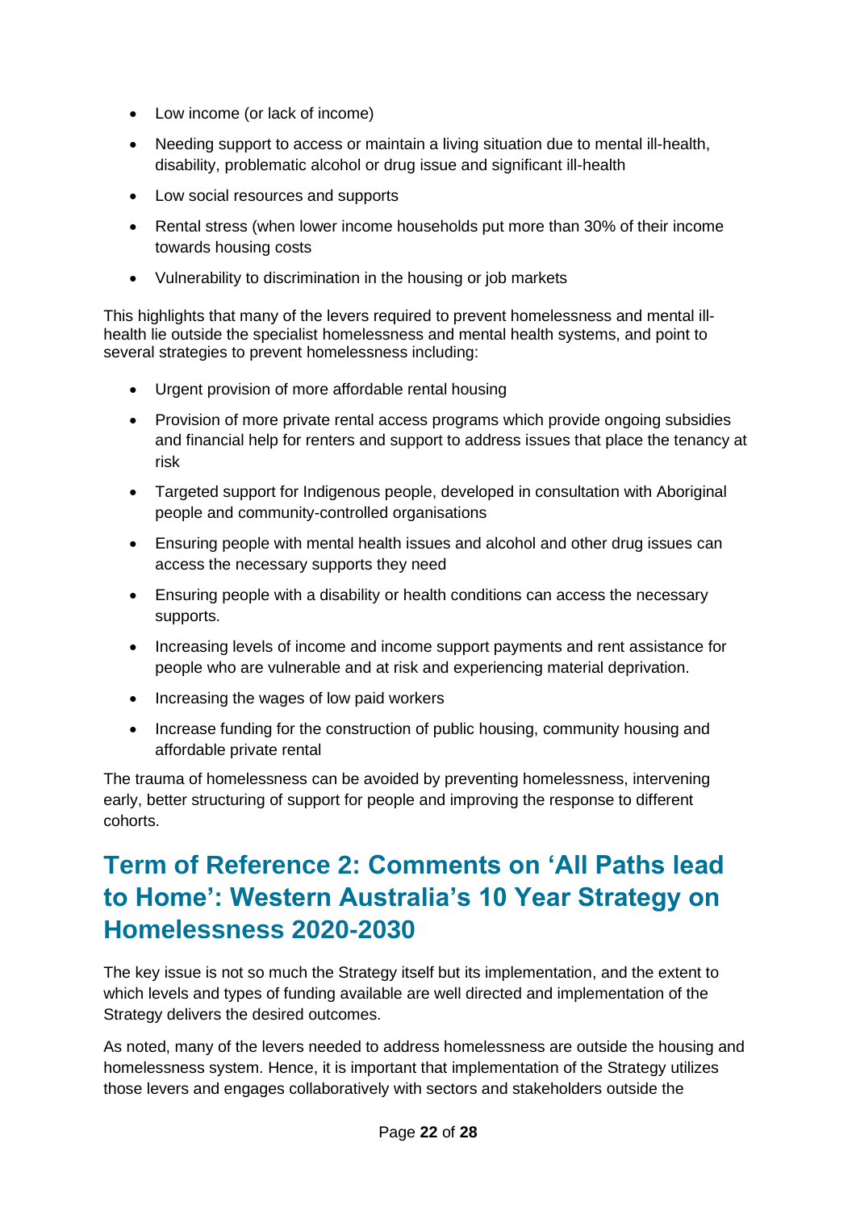- Low income (or lack of income)
- Needing support to access or maintain a living situation due to mental ill-health, disability, problematic alcohol or drug issue and significant ill-health
- Low social resources and supports
- Rental stress (when lower income households put more than 30% of their income towards housing costs
- Vulnerability to discrimination in the housing or job markets

This highlights that many of the levers required to prevent homelessness and mental ill-health lie outside the specialist homelessness and mental health systems, and point to several strategies to prevent homelessness including:

- Urgent provision of more affordable rental housing
- Provision of more private rental access programs which provide ongoing subsidies and financial help for renters and support to address issues that place the tenancy at risk
- Targeted support for Indigenous people, developed in consultation with Aboriginal people and community-controlled organisations
- Ensuring people with mental health issues and alcohol and other drug issues can access the necessary supports they need
- Ensuring people with a disability or health conditions can access the necessary supports.
- Increasing levels of income and income support payments and rent assistance for people who are vulnerable and at risk and experiencing material deprivation.
- Increasing the wages of low paid workers
- Increase funding for the construction of public housing, community housing and affordable private rental

The trauma of homelessness can be avoided by preventing homelessness, intervening early, better structuring of support for people and improving the response to different cohorts.

# Term of Reference 2: Comments on 'All Paths lead to Home': Western Australia's 10 Year Strategy on Homelessness 2020-2030

The key issue is not so much the Strategy itself but its implementation, and the extent to which levels and types of funding available are well directed and implementation of the Strategy delivers the desired outcomes.

As noted, many of the levers needed to address homelessness are outside the housing and homelessness system. Hence, it is important that implementation of the Strategy utilizes those levers and engages collaboratively with sectors and stakeholders outside the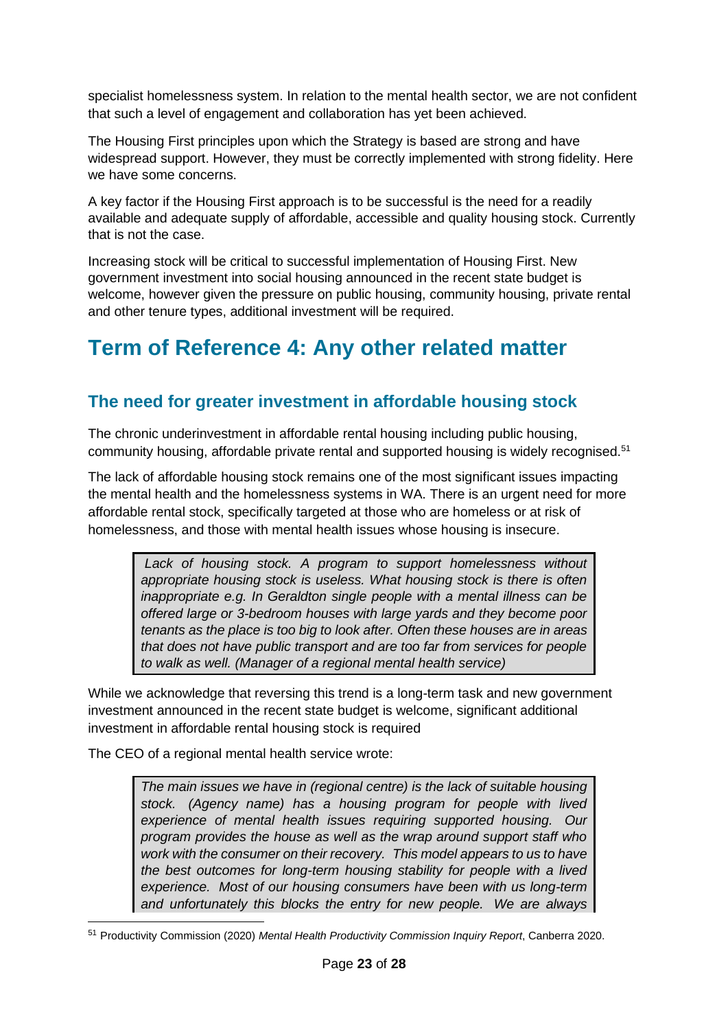specialist homelessness system. In relation to the mental health sector, we are not confident that such a level of engagement and collaboration has yet been achieved.

The Housing First principles upon which the Strategy is based are strong and have widespread support. However, they must be correctly implemented with strong fidelity. Here we have some concerns.

A key factor if the Housing First approach is to be successful is the need for a readily available and adequate supply of affordable, accessible and quality housing stock. Currently that is not the case.

Increasing stock will be critical to successful implementation of Housing First. New government investment into social housing announced in the recent state budget is welcome, however given the pressure on public housing, community housing, private rental and other tenure types, additional investment will be required.

# Term of Reference 4: Any other related matter

## The need for greater investment in affordable housing stock

The chronic underinvestment in affordable rental housing including public housing, community housing, affordable private rental and supported housing is widely recognised.[51]

The lack of affordable housing stock remains one of the most significant issues impacting the mental health and the homelessness systems in WA. There is an urgent need for more affordable rental stock, specifically targeted at those who are homeless or at risk of homelessness, and those with mental health issues whose housing is insecure.

> *Lack of housing stock. A program to support homelessness without appropriate housing stock is useless. What housing stock is there is often inappropriate e.g. In Geraldton single people with a mental illness can be offered large or 3-bedroom houses with large yards and they become poor tenants as the place is too big to look after. Often these houses are in areas that does not have public transport and are too far from services for people to walk as well. (Manager of a regional mental health service)*

While we acknowledge that reversing this trend is a long-term task and new government investment announced in the recent state budget is welcome, significant additional investment in affordable rental housing stock is required

The CEO of a regional mental health service wrote:

> *The main issues we have in (regional centre) is the lack of suitable housing stock. (Agency name) has a housing program for people with lived experience of mental health issues requiring supported housing. Our program provides the house as well as the wrap around support staff who work with the consumer on their recovery. This model appears to us to have the best outcomes for long-term housing stability for people with a lived experience. Most of our housing consumers have been with us long-term and unfortunately this blocks the entry for new people. We are always*

[51] Productivity Commission (2020) *Mental Health Productivity Commission Inquiry Report*, Canberra 2020.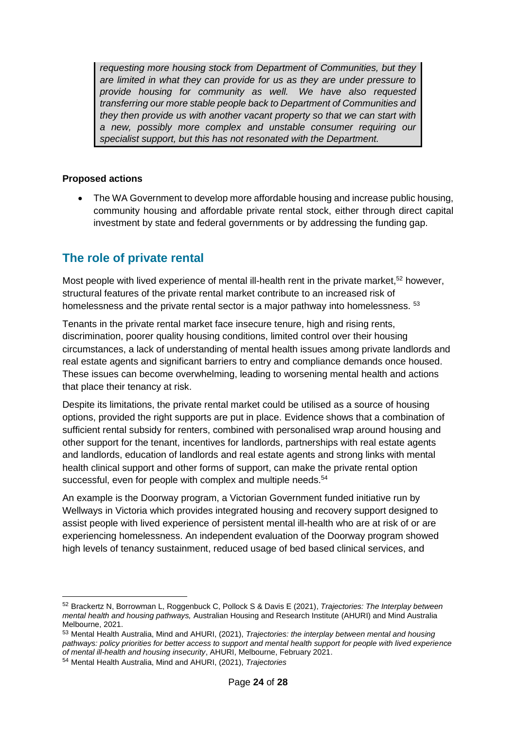*requesting more housing stock from Department of Communities, but they are limited in what they can provide for us as they are under pressure to provide housing for community as well. We have also requested transferring our more stable people back to Department of Communities and they then provide us with another vacant property so that we can start with a new, possibly more complex and unstable consumer requiring our specialist support, but this has not resonated with the Department.*

**Proposed actions**

- The WA Government to develop more affordable housing and increase public housing, community housing and affordable private rental stock, either through direct capital investment by state and federal governments or by addressing the funding gap.

## The role of private rental

Most people with lived experience of mental ill-health rent in the private market,[52] however, structural features of the private rental market contribute to an increased risk of homelessness and the private rental sector is a major pathway into homelessness. [53]

Tenants in the private rental market face insecure tenure, high and rising rents, discrimination, poorer quality housing conditions, limited control over their housing circumstances, a lack of understanding of mental health issues among private landlords and real estate agents and significant barriers to entry and compliance demands once housed. These issues can become overwhelming, leading to worsening mental health and actions that place their tenancy at risk.

Despite its limitations, the private rental market could be utilised as a source of housing options, provided the right supports are put in place. Evidence shows that a combination of sufficient rental subsidy for renters, combined with personalised wrap around housing and other support for the tenant, incentives for landlords, partnerships with real estate agents and landlords, education of landlords and real estate agents and strong links with mental health clinical support and other forms of support, can make the private rental option successful, even for people with complex and multiple needs.[54]

An example is the Doorway program, a Victorian Government funded initiative run by Wellways in Victoria which provides integrated housing and recovery support designed to assist people with lived experience of persistent mental ill-health who are at risk of or are experiencing homelessness. An independent evaluation of the Doorway program showed high levels of tenancy sustainment, reduced usage of bed based clinical services, and

---

[52] Brackertz N, Borrowman L, Roggenbuck C, Pollock S & Davis E (2021), *Trajectories: The Interplay between mental health and housing pathways,* Australian Housing and Research Institute (AHURI) and Mind Australia Melbourne, 2021.

[53] Mental Health Australia, Mind and AHURI, (2021), *Trajectories: the interplay between mental and housing pathways: policy priorities for better access to support and mental health support for people with lived experience of mental ill-health and housing insecurity*, AHURI, Melbourne, February 2021.

[54] Mental Health Australia, Mind and AHURI, (2021), *Trajectories*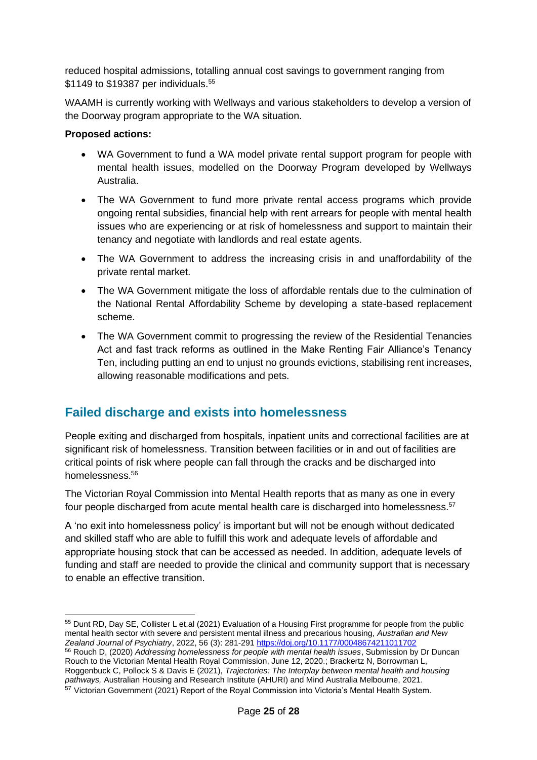reduced hospital admissions, totalling annual cost savings to government ranging from $1149 to $19387 per individuals.[55]

WAAMH is currently working with Wellways and various stakeholders to develop a version of the Doorway program appropriate to the WA situation.

**Proposed actions:**

- WA Government to fund a WA model private rental support program for people with mental health issues, modelled on the Doorway Program developed by Wellways Australia.
- The WA Government to fund more private rental access programs which provide ongoing rental subsidies, financial help with rent arrears for people with mental health issues who are experiencing or at risk of homelessness and support to maintain their tenancy and negotiate with landlords and real estate agents.
- The WA Government to address the increasing crisis in and unaffordability of the private rental market.
- The WA Government mitigate the loss of affordable rentals due to the culmination of the National Rental Affordability Scheme by developing a state-based replacement scheme.
- The WA Government commit to progressing the review of the Residential Tenancies Act and fast track reforms as outlined in the Make Renting Fair Alliance's Tenancy Ten, including putting an end to unjust no grounds evictions, stabilising rent increases, allowing reasonable modifications and pets.

## Failed discharge and exists into homelessness

People exiting and discharged from hospitals, inpatient units and correctional facilities are at significant risk of homelessness. Transition between facilities or in and out of facilities are critical points of risk where people can fall through the cracks and be discharged into homelessness.[56]

The Victorian Royal Commission into Mental Health reports that as many as one in every four people discharged from acute mental health care is discharged into homelessness.[57]

A 'no exit into homelessness policy' is important but will not be enough without dedicated and skilled staff who are able to fulfill this work and adequate levels of affordable and appropriate housing stock that can be accessed as needed. In addition, adequate levels of funding and staff are needed to provide the clinical and community support that is necessary to enable an effective transition.

---

[55] Dunt RD, Day SE, Collister L et.al (2021) Evaluation of a Housing First programme for people from the public mental health sector with severe and persistent mental illness and precarious housing, *Australian and New Zealand Journal of Psychiatry*, 2022, 56 (3): 281-291 https://doi.org/10.1177/00048674211011702

[56] Rouch D, (2020) *Addressing homelessness for people with mental health issues*, Submission by Dr Duncan Rouch to the Victorian Mental Health Royal Commission, June 12, 2020.; Brackertz N, Borrowman L, Roggenbuck C, Pollock S & Davis E (2021), *Trajectories: The Interplay between mental health and housing pathways,* Australian Housing and Research Institute (AHURI) and Mind Australia Melbourne, 2021.

[57] Victorian Government (2021) Report of the Royal Commission into Victoria's Mental Health System.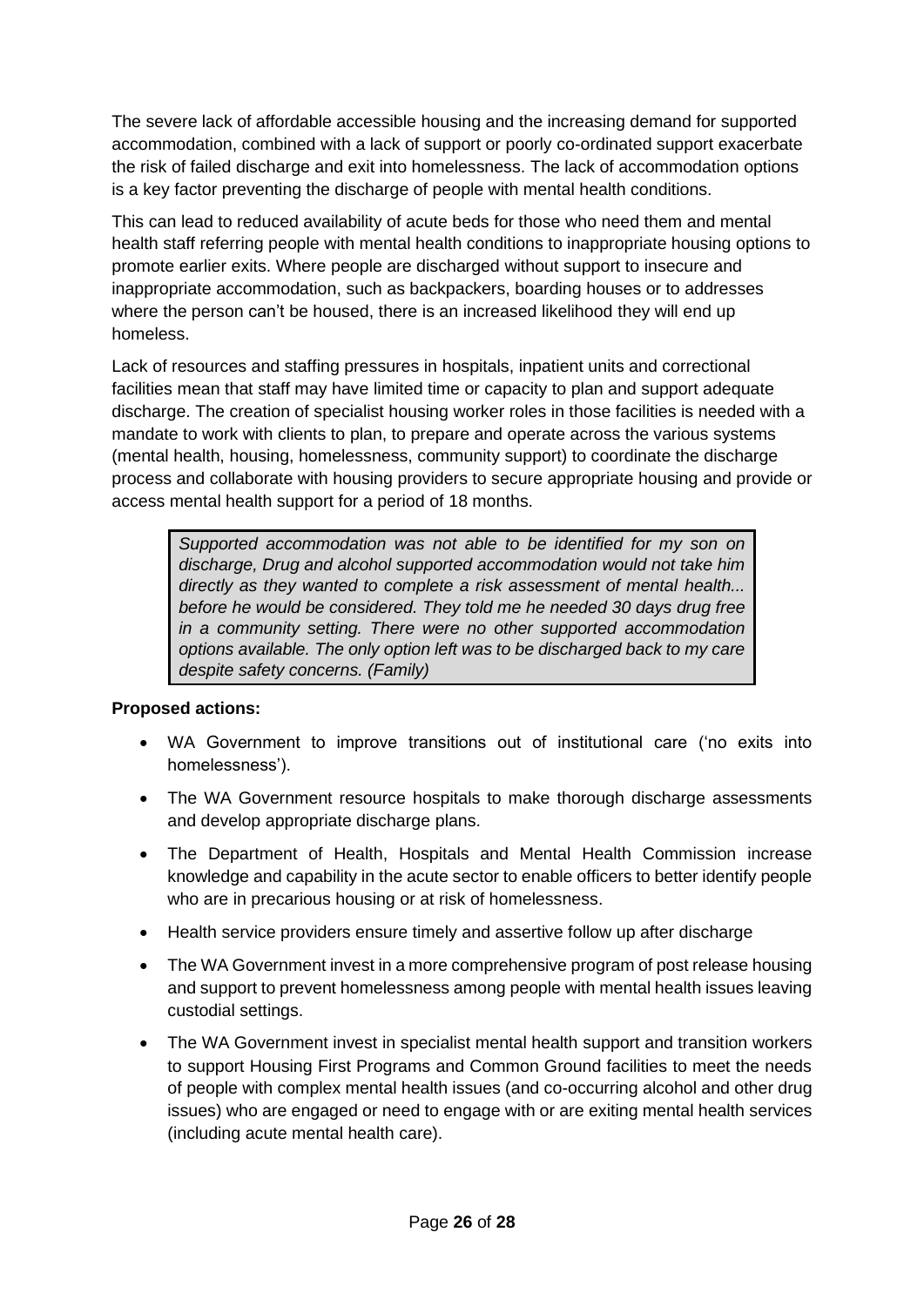The severe lack of affordable accessible housing and the increasing demand for supported accommodation, combined with a lack of support or poorly co-ordinated support exacerbate the risk of failed discharge and exit into homelessness. The lack of accommodation options is a key factor preventing the discharge of people with mental health conditions.

This can lead to reduced availability of acute beds for those who need them and mental health staff referring people with mental health conditions to inappropriate housing options to promote earlier exits. Where people are discharged without support to insecure and inappropriate accommodation, such as backpackers, boarding houses or to addresses where the person can't be housed, there is an increased likelihood they will end up homeless.

Lack of resources and staffing pressures in hospitals, inpatient units and correctional facilities mean that staff may have limited time or capacity to plan and support adequate discharge. The creation of specialist housing worker roles in those facilities is needed with a mandate to work with clients to plan, to prepare and operate across the various systems (mental health, housing, homelessness, community support) to coordinate the discharge process and collaborate with housing providers to secure appropriate housing and provide or access mental health support for a period of 18 months.

> *Supported accommodation was not able to be identified for my son on discharge, Drug and alcohol supported accommodation would not take him directly as they wanted to complete a risk assessment of mental health... before he would be considered. They told me he needed 30 days drug free in a community setting. There were no other supported accommodation options available. The only option left was to be discharged back to my care despite safety concerns. (Family)*

**Proposed actions:**

- WA Government to improve transitions out of institutional care ('no exits into homelessness').
- The WA Government resource hospitals to make thorough discharge assessments and develop appropriate discharge plans.
- The Department of Health, Hospitals and Mental Health Commission increase knowledge and capability in the acute sector to enable officers to better identify people who are in precarious housing or at risk of homelessness.
- Health service providers ensure timely and assertive follow up after discharge
- The WA Government invest in a more comprehensive program of post release housing and support to prevent homelessness among people with mental health issues leaving custodial settings.
- The WA Government invest in specialist mental health support and transition workers to support Housing First Programs and Common Ground facilities to meet the needs of people with complex mental health issues (and co-occurring alcohol and other drug issues) who are engaged or need to engage with or are exiting mental health services (including acute mental health care).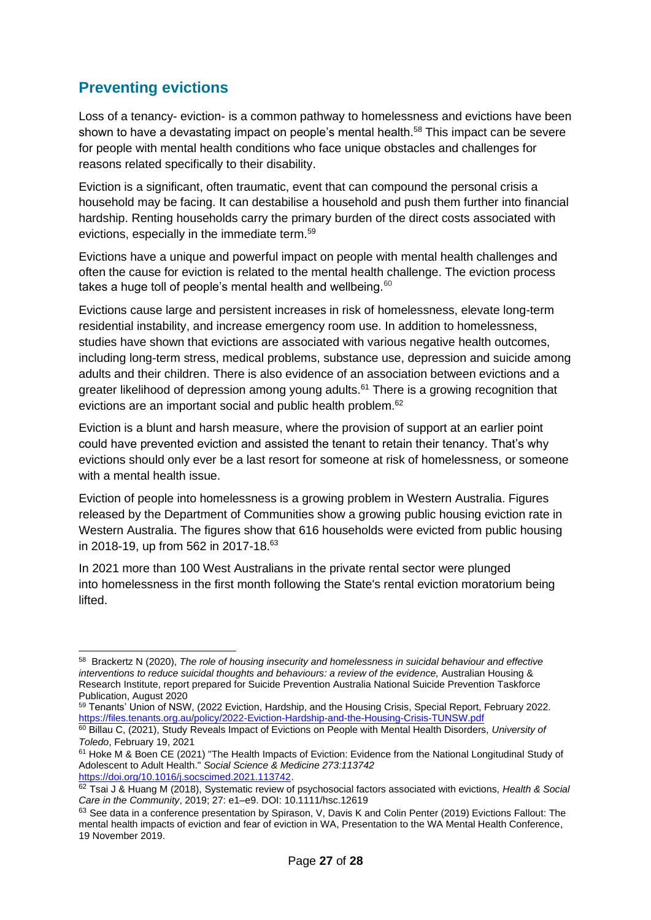## Preventing evictions

Loss of a tenancy- eviction- is a common pathway to homelessness and evictions have been shown to have a devastating impact on people's mental health.[58] This impact can be severe for people with mental health conditions who face unique obstacles and challenges for reasons related specifically to their disability.

Eviction is a significant, often traumatic, event that can compound the personal crisis a household may be facing. It can destabilise a household and push them further into financial hardship. Renting households carry the primary burden of the direct costs associated with evictions, especially in the immediate term.[59]

Evictions have a unique and powerful impact on people with mental health challenges and often the cause for eviction is related to the mental health challenge. The eviction process takes a huge toll of people's mental health and wellbeing.[60]

Evictions cause large and persistent increases in risk of homelessness, elevate long-term residential instability, and increase emergency room use. In addition to homelessness, studies have shown that evictions are associated with various negative health outcomes, including long-term stress, medical problems, substance use, depression and suicide among adults and their children. There is also evidence of an association between evictions and a greater likelihood of depression among young adults.[61] There is a growing recognition that evictions are an important social and public health problem.[62]

Eviction is a blunt and harsh measure, where the provision of support at an earlier point could have prevented eviction and assisted the tenant to retain their tenancy. That's why evictions should only ever be a last resort for someone at risk of homelessness, or someone with a mental health issue.

Eviction of people into homelessness is a growing problem in Western Australia. Figures released by the Department of Communities show a growing public housing eviction rate in Western Australia. The figures show that 616 households were evicted from public housing in 2018-19, up from 562 in 2017-18.[63]

In 2021 more than 100 West Australians in the private rental sector were plunged into homelessness in the first month following the State's rental eviction moratorium being lifted.

---

[58] Brackertz N (2020), *The role of housing insecurity and homelessness in suicidal behaviour and effective interventions to reduce suicidal thoughts and behaviours: a review of the evidence,* Australian Housing & Research Institute, report prepared for Suicide Prevention Australia National Suicide Prevention Taskforce Publication, August 2020

[59] Tenants' Union of NSW, (2022 Eviction, Hardship, and the Housing Crisis, Special Report, February 2022. https://files.tenants.org.au/policy/2022-Eviction-Hardship-and-the-Housing-Crisis-TUNSW.pdf

[60] Billau C, (2021), Study Reveals Impact of Evictions on People with Mental Health Disorders, *University of Toledo*, February 19, 2021

[61] Hoke M & Boen CE (2021) "The Health Impacts of Eviction: Evidence from the National Longitudinal Study of Adolescent to Adult Health." *Social Science & Medicine 273:113742* https://doi.org/10.1016/j.socscimed.2021.113742.

[62] Tsai J & Huang M (2018), Systematic review of psychosocial factors associated with evictions, *Health & Social Care in the Community*, 2019; 27: e1–e9. DOI: 10.1111/hsc.12619

[63] See data in a conference presentation by Spirason, V, Davis K and Colin Penter (2019) Evictions Fallout: The mental health impacts of eviction and fear of eviction in WA, Presentation to the WA Mental Health Conference, 19 November 2019.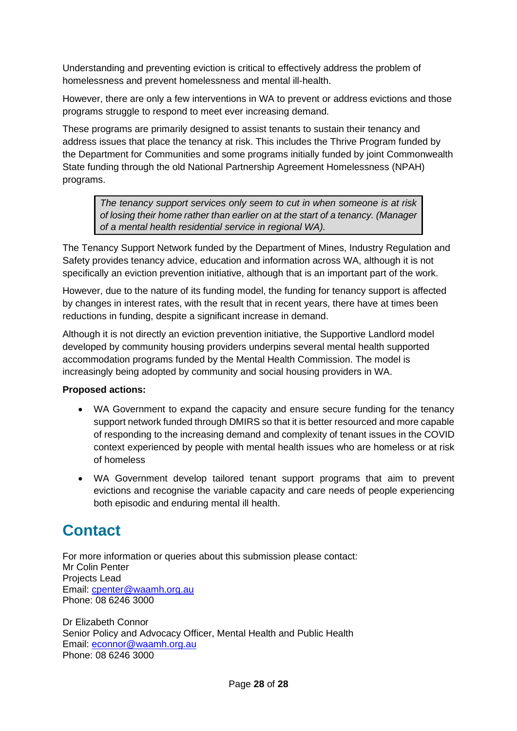Understanding and preventing eviction is critical to effectively address the problem of homelessness and prevent homelessness and mental ill-health.

However, there are only a few interventions in WA to prevent or address evictions and those programs struggle to respond to meet ever increasing demand.

These programs are primarily designed to assist tenants to sustain their tenancy and address issues that place the tenancy at risk. This includes the Thrive Program funded by the Department for Communities and some programs initially funded by joint Commonwealth State funding through the old National Partnership Agreement Homelessness (NPAH) programs.

> *The tenancy support services only seem to cut in when someone is at risk of losing their home rather than earlier on at the start of a tenancy. (Manager of a mental health residential service in regional WA).*

The Tenancy Support Network funded by the Department of Mines, Industry Regulation and Safety provides tenancy advice, education and information across WA, although it is not specifically an eviction prevention initiative, although that is an important part of the work.

However, due to the nature of its funding model, the funding for tenancy support is affected by changes in interest rates, with the result that in recent years, there have at times been reductions in funding, despite a significant increase in demand.

Although it is not directly an eviction prevention initiative, the Supportive Landlord model developed by community housing providers underpins several mental health supported accommodation programs funded by the Mental Health Commission. The model is increasingly being adopted by community and social housing providers in WA.

**Proposed actions:**

- WA Government to expand the capacity and ensure secure funding for the tenancy support network funded through DMIRS so that it is better resourced and more capable of responding to the increasing demand and complexity of tenant issues in the COVID context experienced by people with mental health issues who are homeless or at risk of homeless
- WA Government develop tailored tenant support programs that aim to prevent evictions and recognise the variable capacity and care needs of people experiencing both episodic and enduring mental ill health.

# Contact

For more information or queries about this submission please contact:
Mr Colin Penter
Projects Lead
Email: cpenter@waamh.org.au
Phone: 08 6246 3000

Dr Elizabeth Connor
Senior Policy and Advocacy Officer, Mental Health and Public Health
Email: econnor@waamh.org.au
Phone: 08 6246 3000